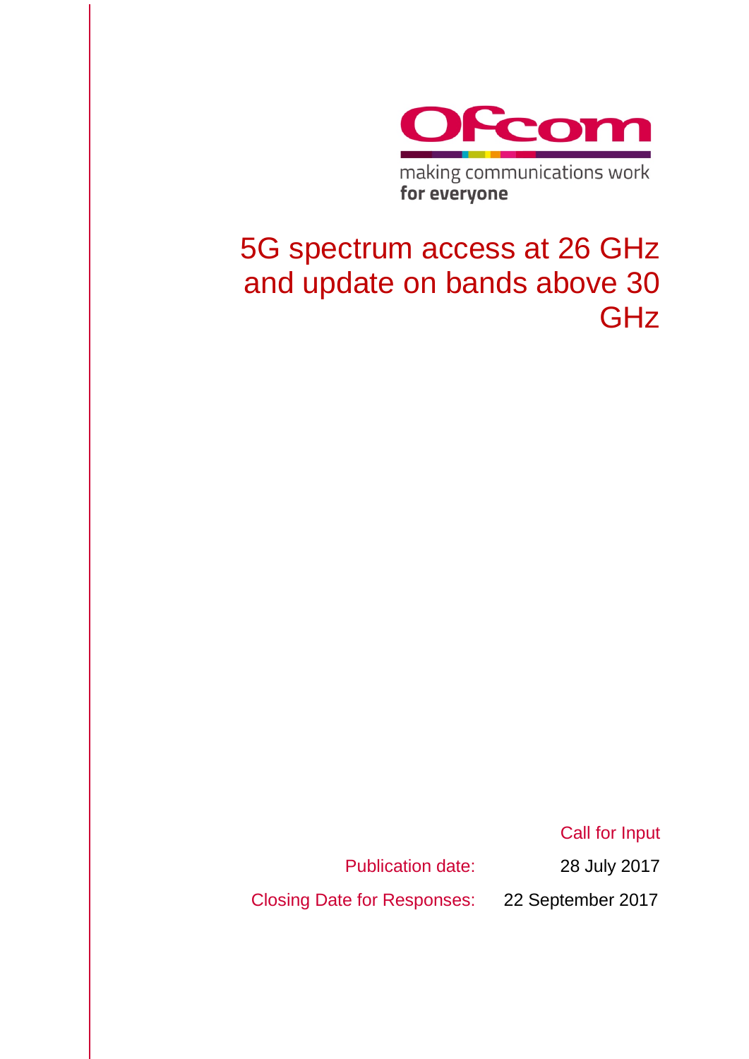Ofcom

making communications work
for everyone

# 5G spectrum access at 26 GHz and update on bands above 30 GHz

Call for Input

Publication date: 28 July 2017

Closing Date for Responses: 22 September 2017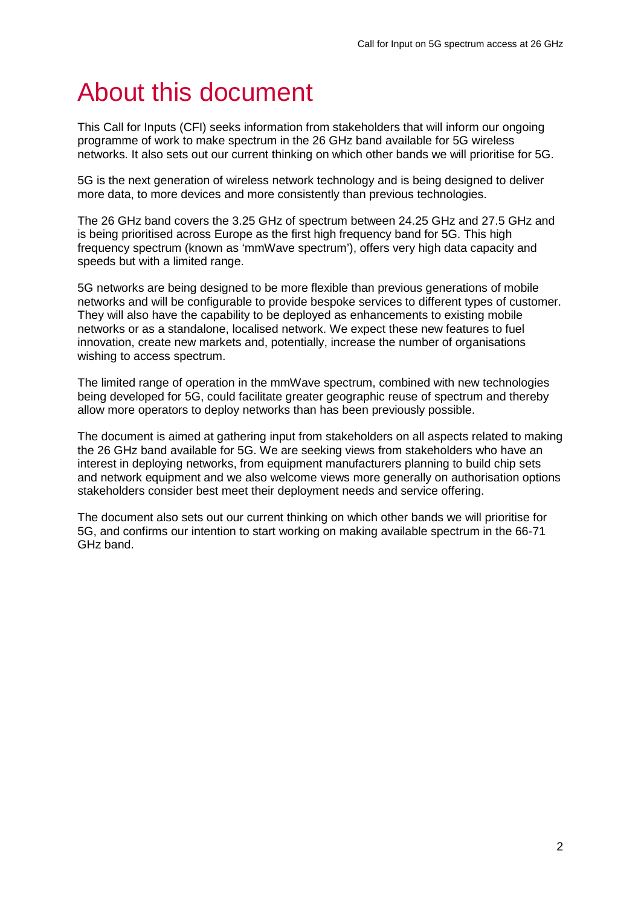# About this document

This Call for Inputs (CFI) seeks information from stakeholders that will inform our ongoing programme of work to make spectrum in the 26 GHz band available for 5G wireless networks. It also sets out our current thinking on which other bands we will prioritise for 5G.

5G is the next generation of wireless network technology and is being designed to deliver more data, to more devices and more consistently than previous technologies.

The 26 GHz band covers the 3.25 GHz of spectrum between 24.25 GHz and 27.5 GHz and is being prioritised across Europe as the first high frequency band for 5G. This high frequency spectrum (known as 'mmWave spectrum'), offers very high data capacity and speeds but with a limited range.

5G networks are being designed to be more flexible than previous generations of mobile networks and will be configurable to provide bespoke services to different types of customer. They will also have the capability to be deployed as enhancements to existing mobile networks or as a standalone, localised network. We expect these new features to fuel innovation, create new markets and, potentially, increase the number of organisations wishing to access spectrum.

The limited range of operation in the mmWave spectrum, combined with new technologies being developed for 5G, could facilitate greater geographic reuse of spectrum and thereby allow more operators to deploy networks than has been previously possible.

The document is aimed at gathering input from stakeholders on all aspects related to making the 26 GHz band available for 5G. We are seeking views from stakeholders who have an interest in deploying networks, from equipment manufacturers planning to build chip sets and network equipment and we also welcome views more generally on authorisation options stakeholders consider best meet their deployment needs and service offering.

The document also sets out our current thinking on which other bands we will prioritise for 5G, and confirms our intention to start working on making available spectrum in the 66-71 GHz band.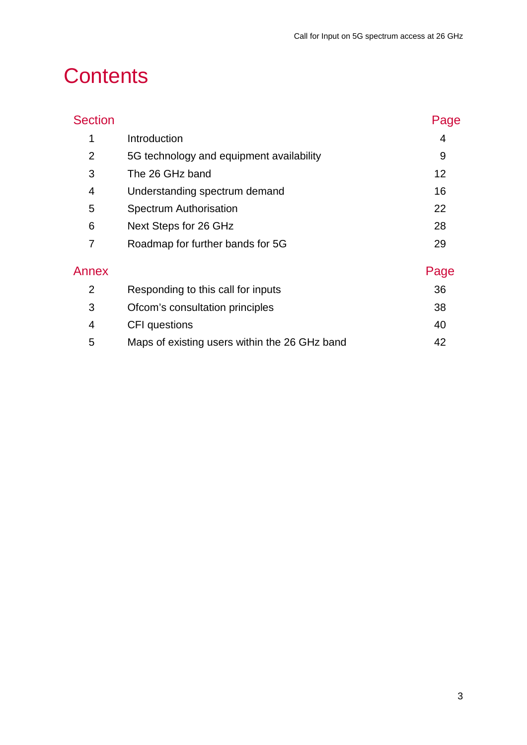# Contents

| Section | | Page |
|---|---|---|
| 1 | Introduction | 4 |
| 2 | 5G technology and equipment availability | 9 |
| 3 | The 26 GHz band | 12 |
| 4 | Understanding spectrum demand | 16 |
| 5 | Spectrum Authorisation | 22 |
| 6 | Next Steps for 26 GHz | 28 |
| 7 | Roadmap for further bands for 5G | 29 |

| Annex | | Page |
|---|---|---|
| 2 | Responding to this call for inputs | 36 |
| 3 | Ofcom’s consultation principles | 38 |
| 4 | CFI questions | 40 |
| 5 | Maps of existing users within the 26 GHz band | 42 |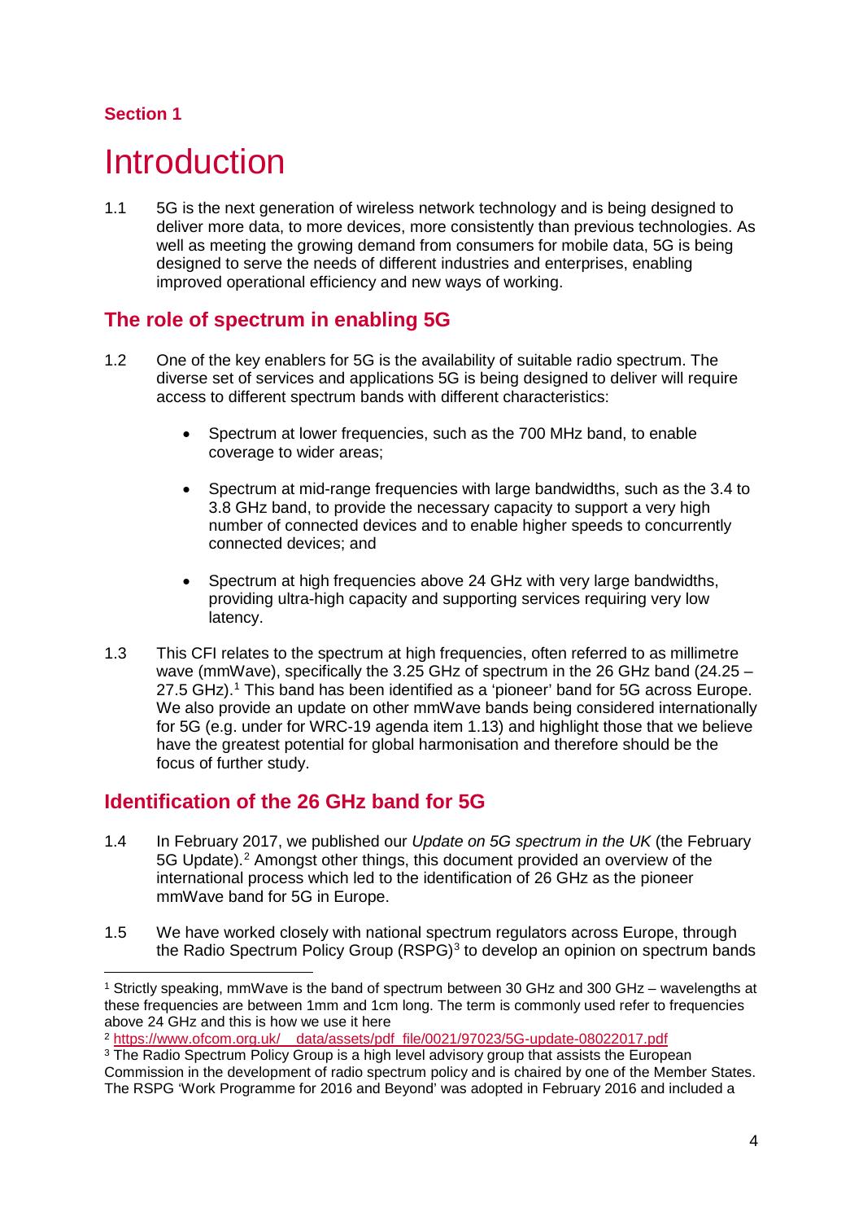**Section 1**

# Introduction

1.1 5G is the next generation of wireless network technology and is being designed to deliver more data, to more devices, more consistently than previous technologies. As well as meeting the growing demand from consumers for mobile data, 5G is being designed to serve the needs of different industries and enterprises, enabling improved operational efficiency and new ways of working.

## The role of spectrum in enabling 5G

1.2 One of the key enablers for 5G is the availability of suitable radio spectrum. The diverse set of services and applications 5G is being designed to deliver will require access to different spectrum bands with different characteristics:

- Spectrum at lower frequencies, such as the 700 MHz band, to enable coverage to wider areas;
- Spectrum at mid-range frequencies with large bandwidths, such as the 3.4 to 3.8 GHz band, to provide the necessary capacity to support a very high number of connected devices and to enable higher speeds to concurrently connected devices; and
- Spectrum at high frequencies above 24 GHz with very large bandwidths, providing ultra-high capacity and supporting services requiring very low latency.

1.3 This CFI relates to the spectrum at high frequencies, often referred to as millimetre wave (mmWave), specifically the 3.25 GHz of spectrum in the 26 GHz band (24.25 – 27.5 GHz).[1] This band has been identified as a 'pioneer' band for 5G across Europe. We also provide an update on other mmWave bands being considered internationally for 5G (e.g. under for WRC-19 agenda item 1.13) and highlight those that we believe have the greatest potential for global harmonisation and therefore should be the focus of further study.

## Identification of the 26 GHz band for 5G

1.4 In February 2017, we published our *Update on 5G spectrum in the UK* (the February 5G Update).[2] Amongst other things, this document provided an overview of the international process which led to the identification of 26 GHz as the pioneer mmWave band for 5G in Europe.

1.5 We have worked closely with national spectrum regulators across Europe, through the Radio Spectrum Policy Group (RSPG)[3] to develop an opinion on spectrum bands

---

[1] Strictly speaking, mmWave is the band of spectrum between 30 GHz and 300 GHz – wavelengths at these frequencies are between 1mm and 1cm long. The term is commonly used refer to frequencies above 24 GHz and this is how we use it here

[2] https://www.ofcom.org.uk/__data/assets/pdf_file/0021/97023/5G-update-08022017.pdf

[3] The Radio Spectrum Policy Group is a high level advisory group that assists the European Commission in the development of radio spectrum policy and is chaired by one of the Member States. The RSPG 'Work Programme for 2016 and Beyond' was adopted in February 2016 and included a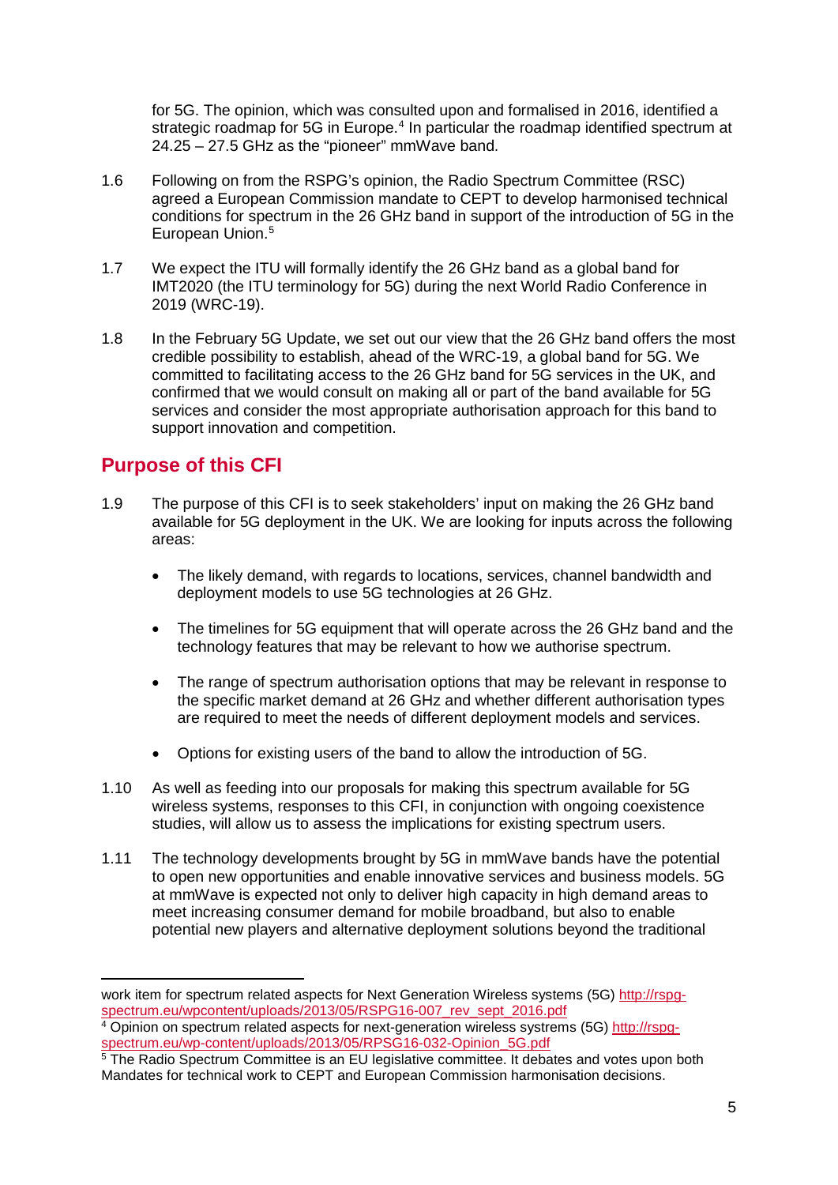for 5G. The opinion, which was consulted upon and formalised in 2016, identified a strategic roadmap for 5G in Europe.[4] In particular the roadmap identified spectrum at 24.25 – 27.5 GHz as the "pioneer" mmWave band.

1.6 Following on from the RSPG's opinion, the Radio Spectrum Committee (RSC) agreed a European Commission mandate to CEPT to develop harmonised technical conditions for spectrum in the 26 GHz band in support of the introduction of 5G in the European Union.[5]

1.7 We expect the ITU will formally identify the 26 GHz band as a global band for IMT2020 (the ITU terminology for 5G) during the next World Radio Conference in 2019 (WRC-19).

1.8 In the February 5G Update, we set out our view that the 26 GHz band offers the most credible possibility to establish, ahead of the WRC-19, a global band for 5G. We committed to facilitating access to the 26 GHz band for 5G services in the UK, and confirmed that we would consult on making all or part of the band available for 5G services and consider the most appropriate authorisation approach for this band to support innovation and competition.

## Purpose of this CFI

1.9 The purpose of this CFI is to seek stakeholders' input on making the 26 GHz band available for 5G deployment in the UK. We are looking for inputs across the following areas:

- The likely demand, with regards to locations, services, channel bandwidth and deployment models to use 5G technologies at 26 GHz.
- The timelines for 5G equipment that will operate across the 26 GHz band and the technology features that may be relevant to how we authorise spectrum.
- The range of spectrum authorisation options that may be relevant in response to the specific market demand at 26 GHz and whether different authorisation types are required to meet the needs of different deployment models and services.
- Options for existing users of the band to allow the introduction of 5G.

1.10 As well as feeding into our proposals for making this spectrum available for 5G wireless systems, responses to this CFI, in conjunction with ongoing coexistence studies, will allow us to assess the implications for existing spectrum users.

1.11 The technology developments brought by 5G in mmWave bands have the potential to open new opportunities and enable innovative services and business models. 5G at mmWave is expected not only to deliver high capacity in high demand areas to meet increasing consumer demand for mobile broadband, but also to enable potential new players and alternative deployment solutions beyond the traditional

---

work item for spectrum related aspects for Next Generation Wireless systems (5G) http://rspg-spectrum.eu/wpcontent/uploads/2013/05/RSPG16-007_rev_sept_2016.pdf

[4] Opinion on spectrum related aspects for next-generation wireless systrems (5G) http://rspg-spectrum.eu/wp-content/uploads/2013/05/RPSG16-032-Opinion_5G.pdf

[5] The Radio Spectrum Committee is an EU legislative committee. It debates and votes upon both Mandates for technical work to CEPT and European Commission harmonisation decisions.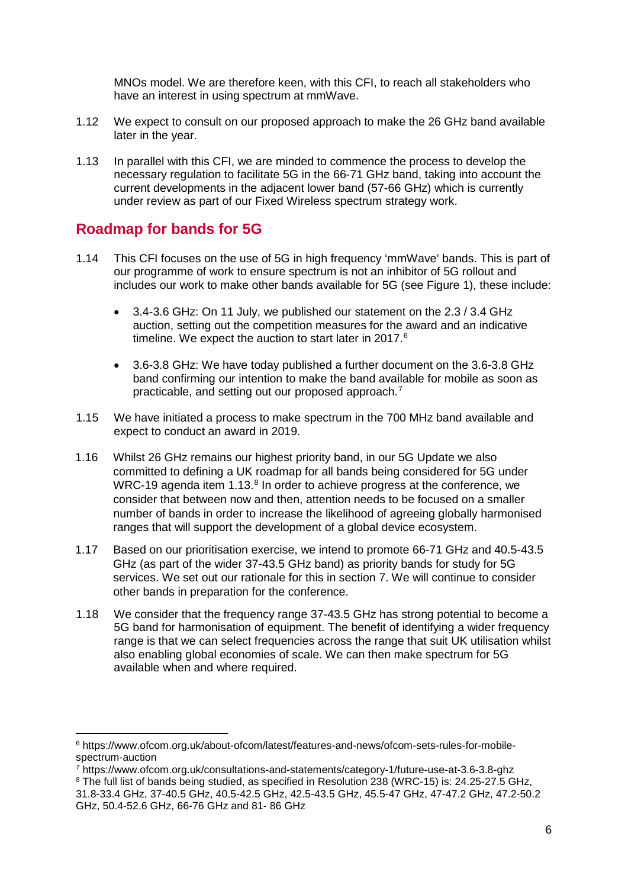MNOs model. We are therefore keen, with this CFI, to reach all stakeholders who have an interest in using spectrum at mmWave.

1.12 We expect to consult on our proposed approach to make the 26 GHz band available later in the year.

1.13 In parallel with this CFI, we are minded to commence the process to develop the necessary regulation to facilitate 5G in the 66-71 GHz band, taking into account the current developments in the adjacent lower band (57-66 GHz) which is currently under review as part of our Fixed Wireless spectrum strategy work.

## Roadmap for bands for 5G

1.14 This CFI focuses on the use of 5G in high frequency 'mmWave' bands. This is part of our programme of work to ensure spectrum is not an inhibitor of 5G rollout and includes our work to make other bands available for 5G (see Figure 1), these include:

- 3.4-3.6 GHz: On 11 July, we published our statement on the 2.3 / 3.4 GHz auction, setting out the competition measures for the award and an indicative timeline. We expect the auction to start later in 2017.[6]
- 3.6-3.8 GHz: We have today published a further document on the 3.6-3.8 GHz band confirming our intention to make the band available for mobile as soon as practicable, and setting out our proposed approach.[7]

1.15 We have initiated a process to make spectrum in the 700 MHz band available and expect to conduct an award in 2019.

1.16 Whilst 26 GHz remains our highest priority band, in our 5G Update we also committed to defining a UK roadmap for all bands being considered for 5G under WRC-19 agenda item 1.13.[8] In order to achieve progress at the conference, we consider that between now and then, attention needs to be focused on a smaller number of bands in order to increase the likelihood of agreeing globally harmonised ranges that will support the development of a global device ecosystem.

1.17 Based on our prioritisation exercise, we intend to promote 66-71 GHz and 40.5-43.5 GHz (as part of the wider 37-43.5 GHz band) as priority bands for study for 5G services. We set out our rationale for this in section 7. We will continue to consider other bands in preparation for the conference.

1.18 We consider that the frequency range 37-43.5 GHz has strong potential to become a 5G band for harmonisation of equipment. The benefit of identifying a wider frequency range is that we can select frequencies across the range that suit UK utilisation whilst also enabling global economies of scale. We can then make spectrum for 5G available when and where required.

---

[6] https://www.ofcom.org.uk/about-ofcom/latest/features-and-news/ofcom-sets-rules-for-mobile-spectrum-auction

[7] https://www.ofcom.org.uk/consultations-and-statements/category-1/future-use-at-3.6-3.8-ghz

[8] The full list of bands being studied, as specified in Resolution 238 (WRC-15) is: 24.25-27.5 GHz, 31.8-33.4 GHz, 37-40.5 GHz, 40.5-42.5 GHz, 42.5-43.5 GHz, 45.5-47 GHz, 47-47.2 GHz, 47.2-50.2 GHz, 50.4-52.6 GHz, 66-76 GHz and 81- 86 GHz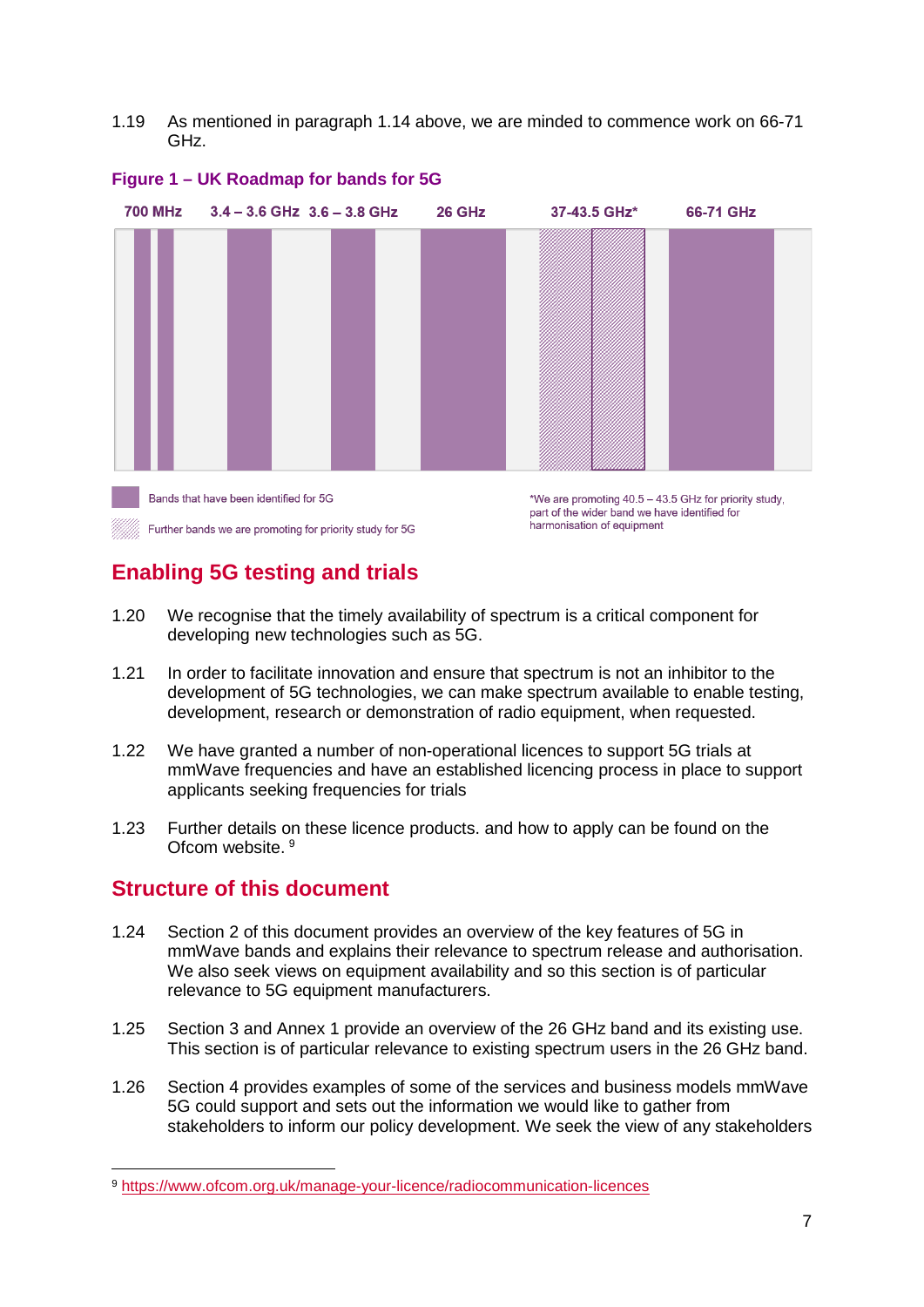1.19 As mentioned in paragraph 1.14 above, we are minded to commence work on 66-71 GHz.

**Figure 1 – UK Roadmap for bands for 5G**

700 MHz | 3.4 – 3.6 GHz | 3.6 – 3.8 GHz | 26 GHz | 37-43.5 GHz* | 66-71 GHz

Bands that have been identified for 5G

Further bands we are promoting for priority study for 5G

*We are promoting 40.5 – 43.5 GHz for priority study, part of the wider band we have identified for harmonisation of equipment

## Enabling 5G testing and trials

1.20 We recognise that the timely availability of spectrum is a critical component for developing new technologies such as 5G.

1.21 In order to facilitate innovation and ensure that spectrum is not an inhibitor to the development of 5G technologies, we can make spectrum available to enable testing, development, research or demonstration of radio equipment, when requested.

1.22 We have granted a number of non-operational licences to support 5G trials at mmWave frequencies and have an established licencing process in place to support applicants seeking frequencies for trials

1.23 Further details on these licence products. and how to apply can be found on the Ofcom website. [9]

## Structure of this document

1.24 Section 2 of this document provides an overview of the key features of 5G in mmWave bands and explains their relevance to spectrum release and authorisation. We also seek views on equipment availability and so this section is of particular relevance to 5G equipment manufacturers.

1.25 Section 3 and Annex 1 provide an overview of the 26 GHz band and its existing use. This section is of particular relevance to existing spectrum users in the 26 GHz band.

1.26 Section 4 provides examples of some of the services and business models mmWave 5G could support and sets out the information we would like to gather from stakeholders to inform our policy development. We seek the view of any stakeholders

[9] https://www.ofcom.org.uk/manage-your-licence/radiocommunication-licences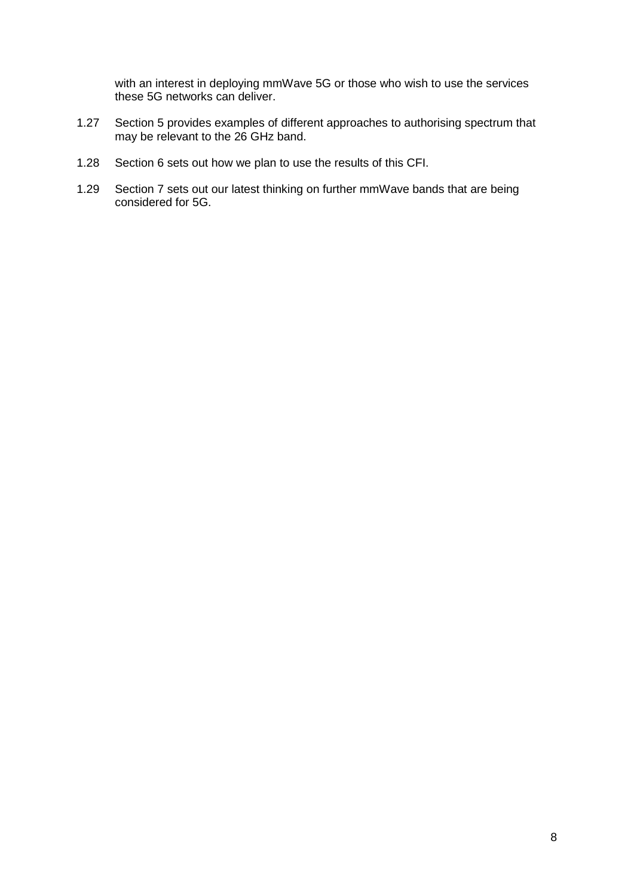with an interest in deploying mmWave 5G or those who wish to use the services these 5G networks can deliver.

1.27 Section 5 provides examples of different approaches to authorising spectrum that may be relevant to the 26 GHz band.

1.28 Section 6 sets out how we plan to use the results of this CFI.

1.29 Section 7 sets out our latest thinking on further mmWave bands that are being considered for 5G.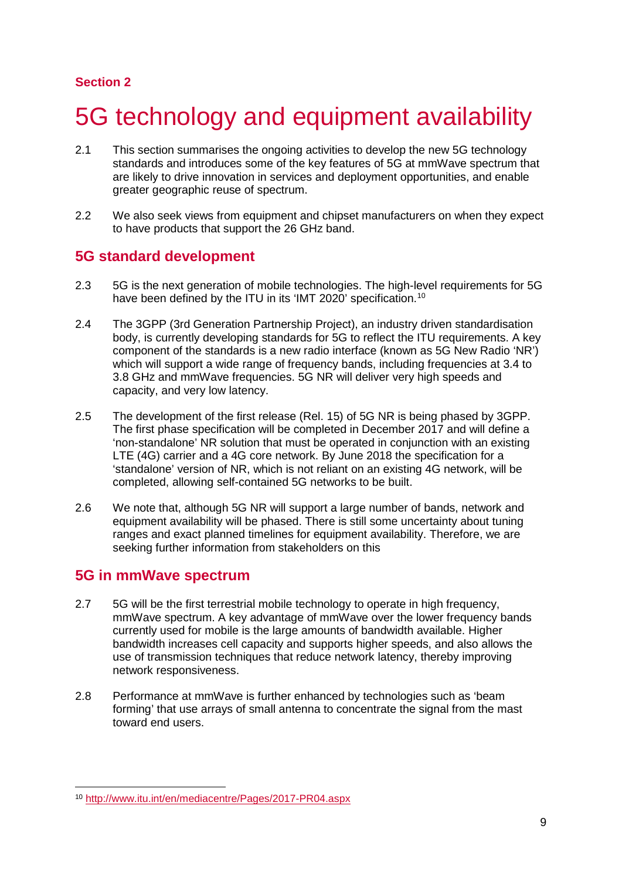**Section 2**

# 5G technology and equipment availability

2.1 This section summarises the ongoing activities to develop the new 5G technology standards and introduces some of the key features of 5G at mmWave spectrum that are likely to drive innovation in services and deployment opportunities, and enable greater geographic reuse of spectrum.

2.2 We also seek views from equipment and chipset manufacturers on when they expect to have products that support the 26 GHz band.

## 5G standard development

2.3 5G is the next generation of mobile technologies. The high-level requirements for 5G have been defined by the ITU in its 'IMT 2020' specification.[10]

2.4 The 3GPP (3rd Generation Partnership Project), an industry driven standardisation body, is currently developing standards for 5G to reflect the ITU requirements. A key component of the standards is a new radio interface (known as 5G New Radio 'NR') which will support a wide range of frequency bands, including frequencies at 3.4 to 3.8 GHz and mmWave frequencies. 5G NR will deliver very high speeds and capacity, and very low latency.

2.5 The development of the first release (Rel. 15) of 5G NR is being phased by 3GPP. The first phase specification will be completed in December 2017 and will define a 'non-standalone' NR solution that must be operated in conjunction with an existing LTE (4G) carrier and a 4G core network. By June 2018 the specification for a 'standalone' version of NR, which is not reliant on an existing 4G network, will be completed, allowing self-contained 5G networks to be built.

2.6 We note that, although 5G NR will support a large number of bands, network and equipment availability will be phased. There is still some uncertainty about tuning ranges and exact planned timelines for equipment availability. Therefore, we are seeking further information from stakeholders on this

## 5G in mmWave spectrum

2.7 5G will be the first terrestrial mobile technology to operate in high frequency, mmWave spectrum. A key advantage of mmWave over the lower frequency bands currently used for mobile is the large amounts of bandwidth available. Higher bandwidth increases cell capacity and supports higher speeds, and also allows the use of transmission techniques that reduce network latency, thereby improving network responsiveness.

2.8 Performance at mmWave is further enhanced by technologies such as 'beam forming' that use arrays of small antenna to concentrate the signal from the mast toward end users.

[10] http://www.itu.int/en/mediacentre/Pages/2017-PR04.aspx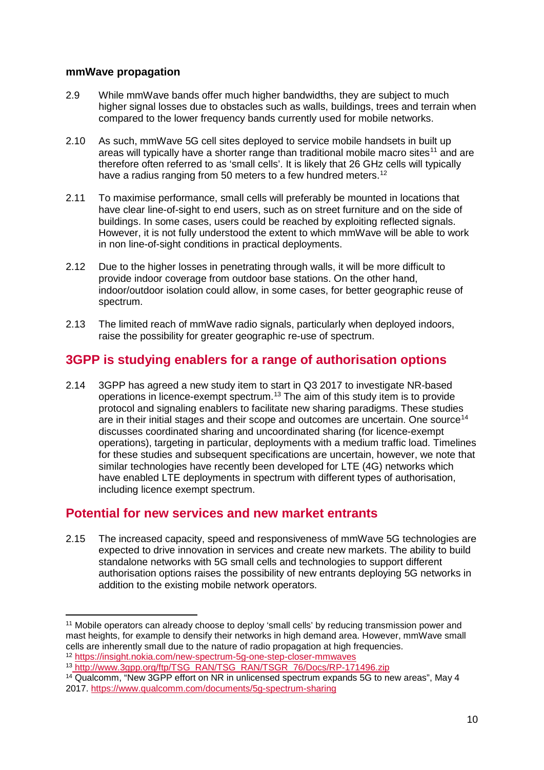### mmWave propagation

2.9 While mmWave bands offer much higher bandwidths, they are subject to much higher signal losses due to obstacles such as walls, buildings, trees and terrain when compared to the lower frequency bands currently used for mobile networks.

2.10 As such, mmWave 5G cell sites deployed to service mobile handsets in built up areas will typically have a shorter range than traditional mobile macro sites[11] and are therefore often referred to as 'small cells'. It is likely that 26 GHz cells will typically have a radius ranging from 50 meters to a few hundred meters.[12]

2.11 To maximise performance, small cells will preferably be mounted in locations that have clear line-of-sight to end users, such as on street furniture and on the side of buildings. In some cases, users could be reached by exploiting reflected signals. However, it is not fully understood the extent to which mmWave will be able to work in non line-of-sight conditions in practical deployments.

2.12 Due to the higher losses in penetrating through walls, it will be more difficult to provide indoor coverage from outdoor base stations. On the other hand, indoor/outdoor isolation could allow, in some cases, for better geographic reuse of spectrum.

2.13 The limited reach of mmWave radio signals, particularly when deployed indoors, raise the possibility for greater geographic re-use of spectrum.

## 3GPP is studying enablers for a range of authorisation options

2.14 3GPP has agreed a new study item to start in Q3 2017 to investigate NR-based operations in licence-exempt spectrum.[13] The aim of this study item is to provide protocol and signaling enablers to facilitate new sharing paradigms. These studies are in their initial stages and their scope and outcomes are uncertain. One source[14] discusses coordinated sharing and uncoordinated sharing (for licence-exempt operations), targeting in particular, deployments with a medium traffic load. Timelines for these studies and subsequent specifications are uncertain, however, we note that similar technologies have recently been developed for LTE (4G) networks which have enabled LTE deployments in spectrum with different types of authorisation, including licence exempt spectrum.

## Potential for new services and new market entrants

2.15 The increased capacity, speed and responsiveness of mmWave 5G technologies are expected to drive innovation in services and create new markets. The ability to build standalone networks with 5G small cells and technologies to support different authorisation options raises the possibility of new entrants deploying 5G networks in addition to the existing mobile network operators.

---

[11] Mobile operators can already choose to deploy 'small cells' by reducing transmission power and mast heights, for example to densify their networks in high demand area. However, mmWave small cells are inherently small due to the nature of radio propagation at high frequencies.

[12] https://insight.nokia.com/new-spectrum-5g-one-step-closer-mmwaves

[13] http://www.3gpp.org/ftp/TSG_RAN/TSG_RAN/TSGR_76/Docs/RP-171496.zip

[14] Qualcomm, "New 3GPP effort on NR in unlicensed spectrum expands 5G to new areas", May 4 2017. https://www.qualcomm.com/documents/5g-spectrum-sharing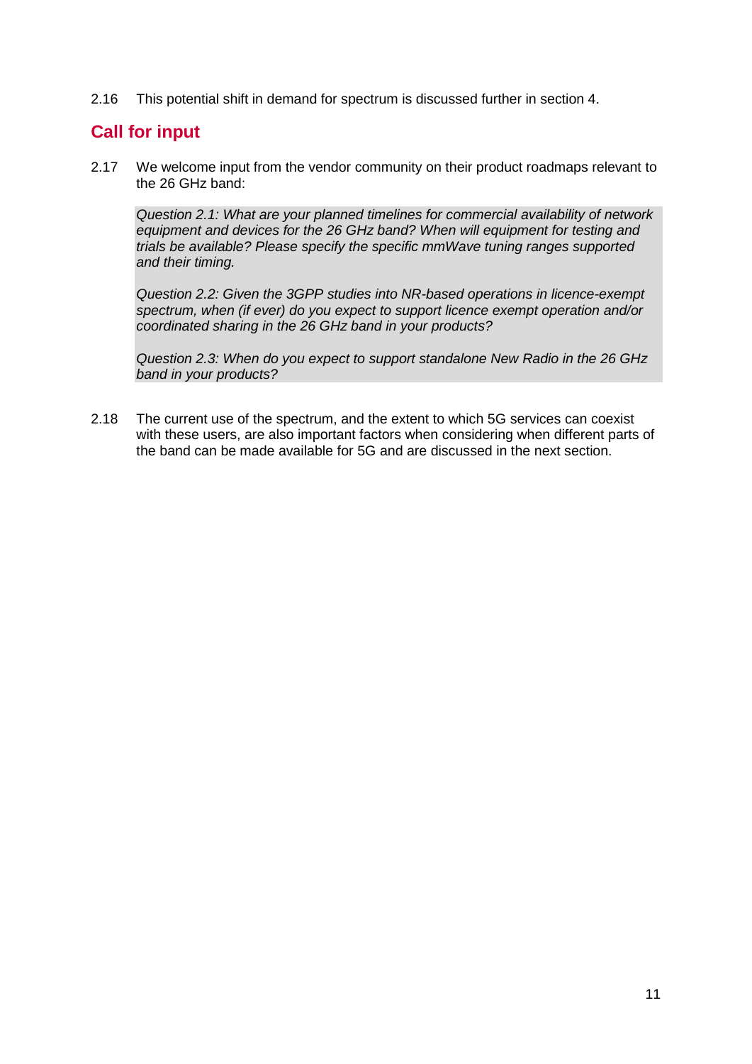2.16 This potential shift in demand for spectrum is discussed further in section 4.

## Call for input

2.17 We welcome input from the vendor community on their product roadmaps relevant to the 26 GHz band:

> *Question 2.1: What are your planned timelines for commercial availability of network equipment and devices for the 26 GHz band? When will equipment for testing and trials be available? Please specify the specific mmWave tuning ranges supported and their timing.*
>
> *Question 2.2: Given the 3GPP studies into NR-based operations in licence-exempt spectrum, when (if ever) do you expect to support licence exempt operation and/or coordinated sharing in the 26 GHz band in your products?*
>
> *Question 2.3: When do you expect to support standalone New Radio in the 26 GHz band in your products?*

2.18 The current use of the spectrum, and the extent to which 5G services can coexist with these users, are also important factors when considering when different parts of the band can be made available for 5G and are discussed in the next section.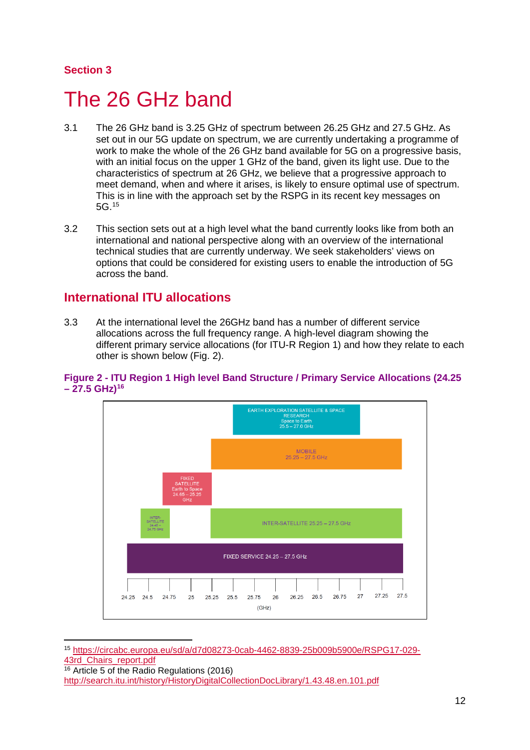Section 3

# The 26 GHz band

3.1 The 26 GHz band is 3.25 GHz of spectrum between 26.25 GHz and 27.5 GHz. As set out in our 5G update on spectrum, we are currently undertaking a programme of work to make the whole of the 26 GHz band available for 5G on a progressive basis, with an initial focus on the upper 1 GHz of the band, given its light use. Due to the characteristics of spectrum at 26 GHz, we believe that a progressive approach to meet demand, when and where it arises, is likely to ensure optimal use of spectrum. This is in line with the approach set by the RSPG in its recent key messages on 5G.[15]

3.2 This section sets out at a high level what the band currently looks like from both an international and national perspective along with an overview of the international technical studies that are currently underway. We seek stakeholders' views on options that could be considered for existing users to enable the introduction of 5G across the band.

## International ITU allocations

3.3 At the international level the 26GHz band has a number of different service allocations across the full frequency range. A high-level diagram showing the different primary service allocations (for ITU-R Region 1) and how they relate to each other is shown below (Fig. 2).

**Figure 2 - ITU Region 1 High level Band Structure / Primary Service Allocations (24.25 – 27.5 GHz)[16]**

EARTH EXPLORATION SATELLITE & SPACE RESEARCH Space to Earth 25.5 – 27.0 GHz

MOBILE 25.25 – 27.5 GHz

FIXED SATELLITE Earth to Space 24.65 – 25.25 GHz

INTER-SATELLITE 24.45 – 24.75 GHz

INTER-SATELLITE 25.25 – 27.5 GHz

FIXED SERVICE 24.25 – 27.5 GHz

24.25 24.5 24.75 25 25.25 25.5 25.75 26 26.25 26.5 26.75 27 27.25 27.5

(GHz)

[15] https://circabc.europa.eu/sd/a/d7d08273-0cab-4462-8839-25b009b5900e/RSPG17-029-43rd_Chairs_report.pdf

[16] Article 5 of the Radio Regulations (2016) http://search.itu.int/history/HistoryDigitalCollectionDocLibrary/1.43.48.en.101.pdf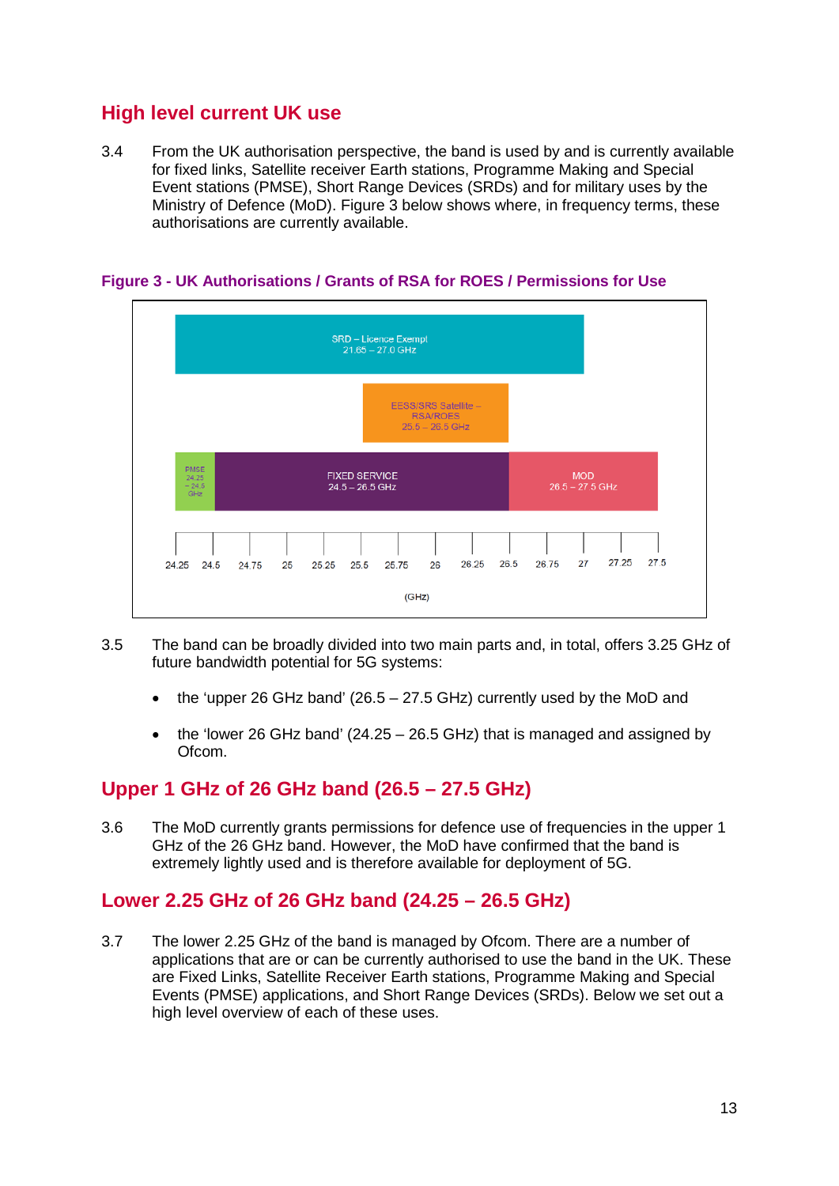## High level current UK use

3.4 From the UK authorisation perspective, the band is used by and is currently available for fixed links, Satellite receiver Earth stations, Programme Making and Special Event stations (PMSE), Short Range Devices (SRDs) and for military uses by the Ministry of Defence (MoD). Figure 3 below shows where, in frequency terms, these authorisations are currently available.

**Figure 3 - UK Authorisations / Grants of RSA for ROES / Permissions for Use**

SRD – Licence Exempt 21.65 – 27.0 GHz

EESS/SRS Satellite – RSA/ROES 25.5 – 26.5 GHz

PMSE 24.25 – 24.5 GHz

FIXED SERVICE 24.5 – 26.5 GHz

MOD 26.5 – 27.5 GHz

24.25 24.5 24.75 25 25.25 25.5 25.75 26 26.25 26.5 26.75 27 27.25 27.5

(GHz)

3.5 The band can be broadly divided into two main parts and, in total, offers 3.25 GHz of future bandwidth potential for 5G systems:

- the 'upper 26 GHz band' (26.5 – 27.5 GHz) currently used by the MoD and
- the 'lower 26 GHz band' (24.25 – 26.5 GHz) that is managed and assigned by Ofcom.

## Upper 1 GHz of 26 GHz band (26.5 – 27.5 GHz)

3.6 The MoD currently grants permissions for defence use of frequencies in the upper 1 GHz of the 26 GHz band. However, the MoD have confirmed that the band is extremely lightly used and is therefore available for deployment of 5G.

## Lower 2.25 GHz of 26 GHz band (24.25 – 26.5 GHz)

3.7 The lower 2.25 GHz of the band is managed by Ofcom. There are a number of applications that are or can be currently authorised to use the band in the UK. These are Fixed Links, Satellite Receiver Earth stations, Programme Making and Special Events (PMSE) applications, and Short Range Devices (SRDs). Below we set out a high level overview of each of these uses.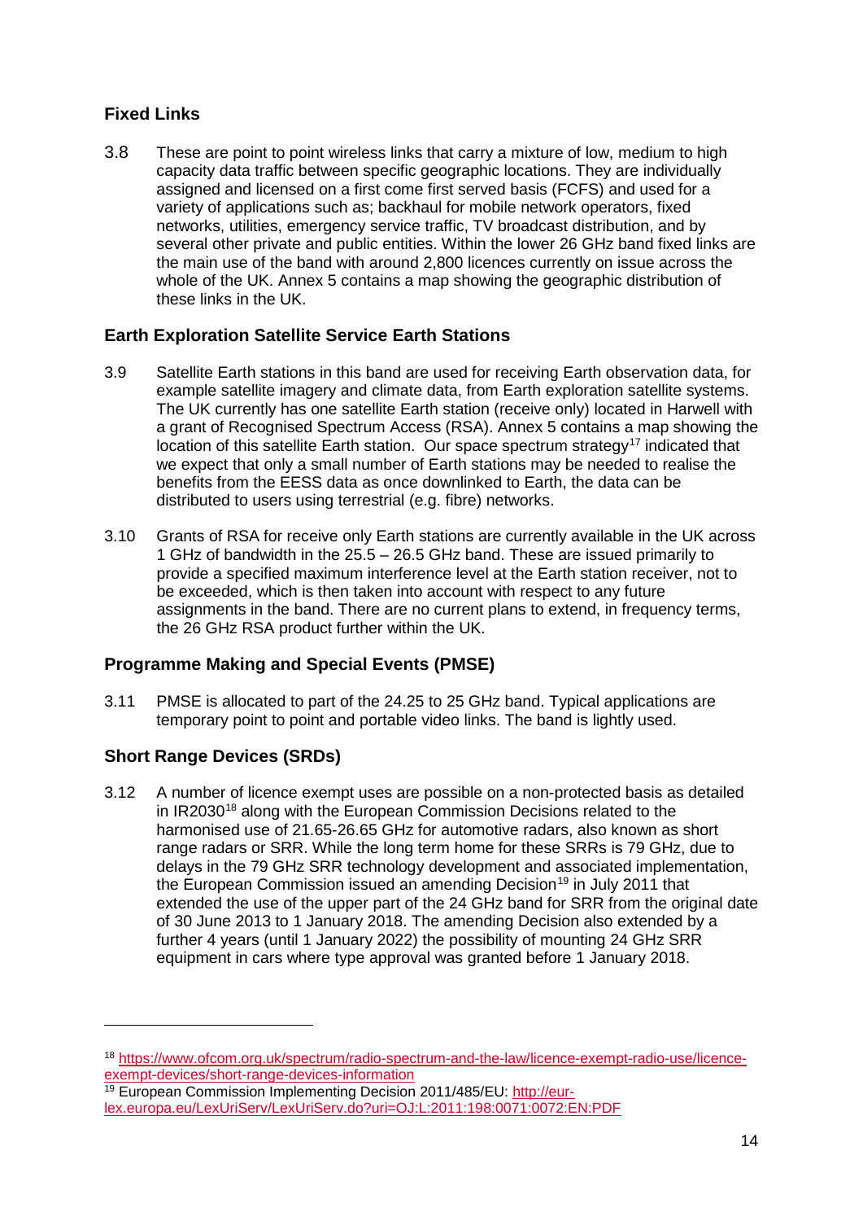## Fixed Links

3.8 These are point to point wireless links that carry a mixture of low, medium to high capacity data traffic between specific geographic locations. They are individually assigned and licensed on a first come first served basis (FCFS) and used for a variety of applications such as; backhaul for mobile network operators, fixed networks, utilities, emergency service traffic, TV broadcast distribution, and by several other private and public entities. Within the lower 26 GHz band fixed links are the main use of the band with around 2,800 licences currently on issue across the whole of the UK. Annex 5 contains a map showing the geographic distribution of these links in the UK.

## Earth Exploration Satellite Service Earth Stations

3.9 Satellite Earth stations in this band are used for receiving Earth observation data, for example satellite imagery and climate data, from Earth exploration satellite systems. The UK currently has one satellite Earth station (receive only) located in Harwell with a grant of Recognised Spectrum Access (RSA). Annex 5 contains a map showing the location of this satellite Earth station. Our space spectrum strategy[17] indicated that we expect that only a small number of Earth stations may be needed to realise the benefits from the EESS data as once downlinked to Earth, the data can be distributed to users using terrestrial (e.g. fibre) networks.

3.10 Grants of RSA for receive only Earth stations are currently available in the UK across 1 GHz of bandwidth in the 25.5 – 26.5 GHz band. These are issued primarily to provide a specified maximum interference level at the Earth station receiver, not to be exceeded, which is then taken into account with respect to any future assignments in the band. There are no current plans to extend, in frequency terms, the 26 GHz RSA product further within the UK.

## Programme Making and Special Events (PMSE)

3.11 PMSE is allocated to part of the 24.25 to 25 GHz band. Typical applications are temporary point to point and portable video links. The band is lightly used.

## Short Range Devices (SRDs)

3.12 A number of licence exempt uses are possible on a non-protected basis as detailed in IR2030[18] along with the European Commission Decisions related to the harmonised use of 21.65-26.65 GHz for automotive radars, also known as short range radars or SRR. While the long term home for these SRRs is 79 GHz, due to delays in the 79 GHz SRR technology development and associated implementation, the European Commission issued an amending Decision[19] in July 2011 that extended the use of the upper part of the 24 GHz band for SRR from the original date of 30 June 2013 to 1 January 2018. The amending Decision also extended by a further 4 years (until 1 January 2022) the possibility of mounting 24 GHz SRR equipment in cars where type approval was granted before 1 January 2018.

---

[18] https://www.ofcom.org.uk/spectrum/radio-spectrum-and-the-law/licence-exempt-radio-use/licence-exempt-devices/short-range-devices-information

[19] European Commission Implementing Decision 2011/485/EU: http://eur-lex.europa.eu/LexUriServ/LexUriServ.do?uri=OJ:L:2011:198:0071:0072:EN:PDF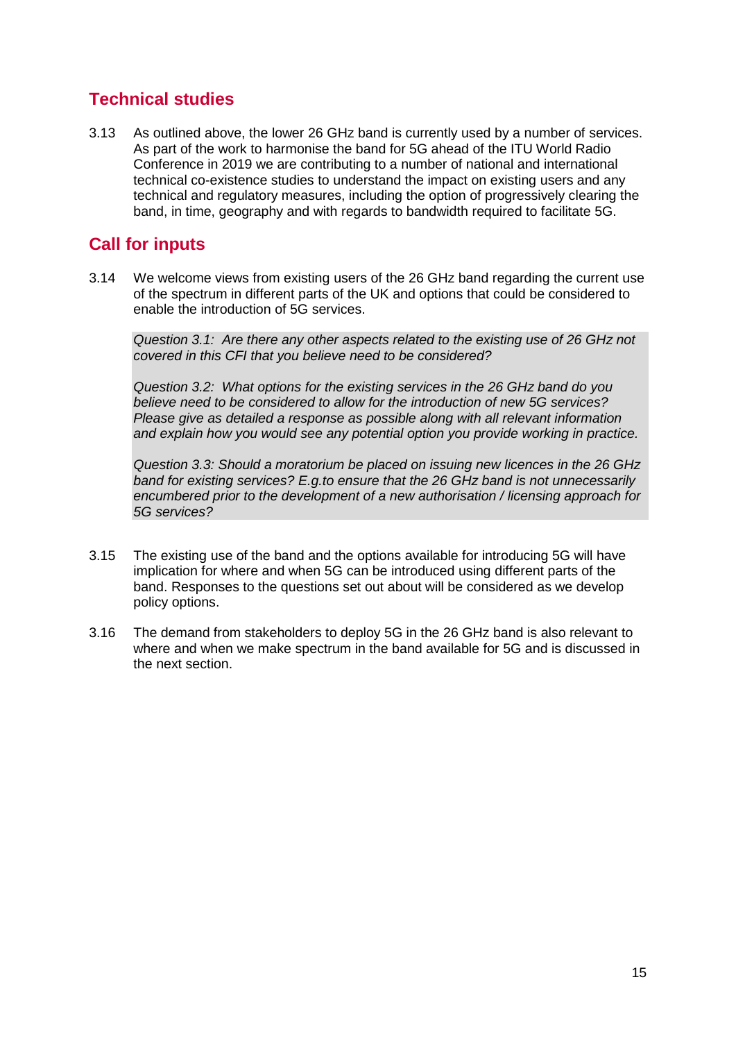## Technical studies

3.13 As outlined above, the lower 26 GHz band is currently used by a number of services. As part of the work to harmonise the band for 5G ahead of the ITU World Radio Conference in 2019 we are contributing to a number of national and international technical co-existence studies to understand the impact on existing users and any technical and regulatory measures, including the option of progressively clearing the band, in time, geography and with regards to bandwidth required to facilitate 5G.

## Call for inputs

3.14 We welcome views from existing users of the 26 GHz band regarding the current use of the spectrum in different parts of the UK and options that could be considered to enable the introduction of 5G services.

> *Question 3.1: Are there any other aspects related to the existing use of 26 GHz not covered in this CFI that you believe need to be considered?*
>
> *Question 3.2: What options for the existing services in the 26 GHz band do you believe need to be considered to allow for the introduction of new 5G services? Please give as detailed a response as possible along with all relevant information and explain how you would see any potential option you provide working in practice.*
>
> *Question 3.3: Should a moratorium be placed on issuing new licences in the 26 GHz band for existing services? E.g.to ensure that the 26 GHz band is not unnecessarily encumbered prior to the development of a new authorisation / licensing approach for 5G services?*

3.15 The existing use of the band and the options available for introducing 5G will have implication for where and when 5G can be introduced using different parts of the band. Responses to the questions set out about will be considered as we develop policy options.

3.16 The demand from stakeholders to deploy 5G in the 26 GHz band is also relevant to where and when we make spectrum in the band available for 5G and is discussed in the next section.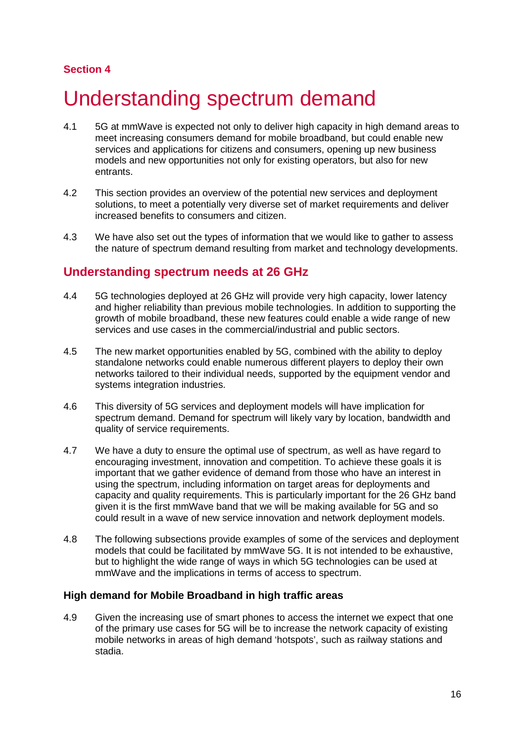**Section 4**

# Understanding spectrum demand

4.1 5G at mmWave is expected not only to deliver high capacity in high demand areas to meet increasing consumers demand for mobile broadband, but could enable new services and applications for citizens and consumers, opening up new business models and new opportunities not only for existing operators, but also for new entrants.

4.2 This section provides an overview of the potential new services and deployment solutions, to meet a potentially very diverse set of market requirements and deliver increased benefits to consumers and citizen.

4.3 We have also set out the types of information that we would like to gather to assess the nature of spectrum demand resulting from market and technology developments.

## Understanding spectrum needs at 26 GHz

4.4 5G technologies deployed at 26 GHz will provide very high capacity, lower latency and higher reliability than previous mobile technologies. In addition to supporting the growth of mobile broadband, these new features could enable a wide range of new services and use cases in the commercial/industrial and public sectors.

4.5 The new market opportunities enabled by 5G, combined with the ability to deploy standalone networks could enable numerous different players to deploy their own networks tailored to their individual needs, supported by the equipment vendor and systems integration industries.

4.6 This diversity of 5G services and deployment models will have implication for spectrum demand. Demand for spectrum will likely vary by location, bandwidth and quality of service requirements.

4.7 We have a duty to ensure the optimal use of spectrum, as well as have regard to encouraging investment, innovation and competition. To achieve these goals it is important that we gather evidence of demand from those who have an interest in using the spectrum, including information on target areas for deployments and capacity and quality requirements. This is particularly important for the 26 GHz band given it is the first mmWave band that we will be making available for 5G and so could result in a wave of new service innovation and network deployment models.

4.8 The following subsections provide examples of some of the services and deployment models that could be facilitated by mmWave 5G. It is not intended to be exhaustive, but to highlight the wide range of ways in which 5G technologies can be used at mmWave and the implications in terms of access to spectrum.

### High demand for Mobile Broadband in high traffic areas

4.9 Given the increasing use of smart phones to access the internet we expect that one of the primary use cases for 5G will be to increase the network capacity of existing mobile networks in areas of high demand 'hotspots', such as railway stations and stadia.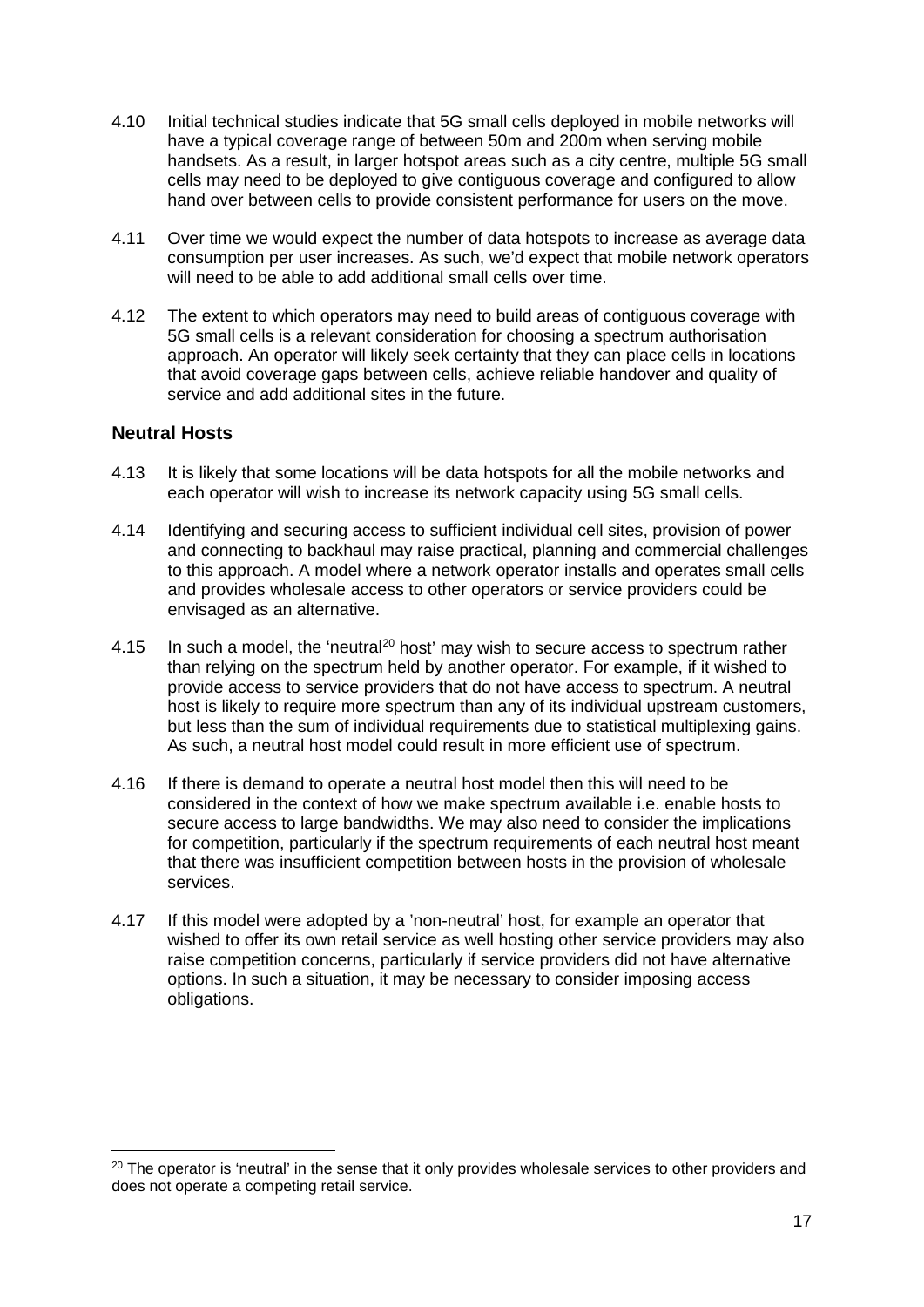4.10 Initial technical studies indicate that 5G small cells deployed in mobile networks will have a typical coverage range of between 50m and 200m when serving mobile handsets. As a result, in larger hotspot areas such as a city centre, multiple 5G small cells may need to be deployed to give contiguous coverage and configured to allow hand over between cells to provide consistent performance for users on the move.

4.11 Over time we would expect the number of data hotspots to increase as average data consumption per user increases. As such, we'd expect that mobile network operators will need to be able to add additional small cells over time.

4.12 The extent to which operators may need to build areas of contiguous coverage with 5G small cells is a relevant consideration for choosing a spectrum authorisation approach. An operator will likely seek certainty that they can place cells in locations that avoid coverage gaps between cells, achieve reliable handover and quality of service and add additional sites in the future.

### Neutral Hosts

4.13 It is likely that some locations will be data hotspots for all the mobile networks and each operator will wish to increase its network capacity using 5G small cells.

4.14 Identifying and securing access to sufficient individual cell sites, provision of power and connecting to backhaul may raise practical, planning and commercial challenges to this approach. A model where a network operator installs and operates small cells and provides wholesale access to other operators or service providers could be envisaged as an alternative.

4.15 In such a model, the 'neutral[20] host' may wish to secure access to spectrum rather than relying on the spectrum held by another operator. For example, if it wished to provide access to service providers that do not have access to spectrum. A neutral host is likely to require more spectrum than any of its individual upstream customers, but less than the sum of individual requirements due to statistical multiplexing gains. As such, a neutral host model could result in more efficient use of spectrum.

4.16 If there is demand to operate a neutral host model then this will need to be considered in the context of how we make spectrum available i.e. enable hosts to secure access to large bandwidths. We may also need to consider the implications for competition, particularly if the spectrum requirements of each neutral host meant that there was insufficient competition between hosts in the provision of wholesale services.

4.17 If this model were adopted by a 'non-neutral' host, for example an operator that wished to offer its own retail service as well hosting other service providers may also raise competition concerns, particularly if service providers did not have alternative options. In such a situation, it may be necessary to consider imposing access obligations.

[20] The operator is 'neutral' in the sense that it only provides wholesale services to other providers and does not operate a competing retail service.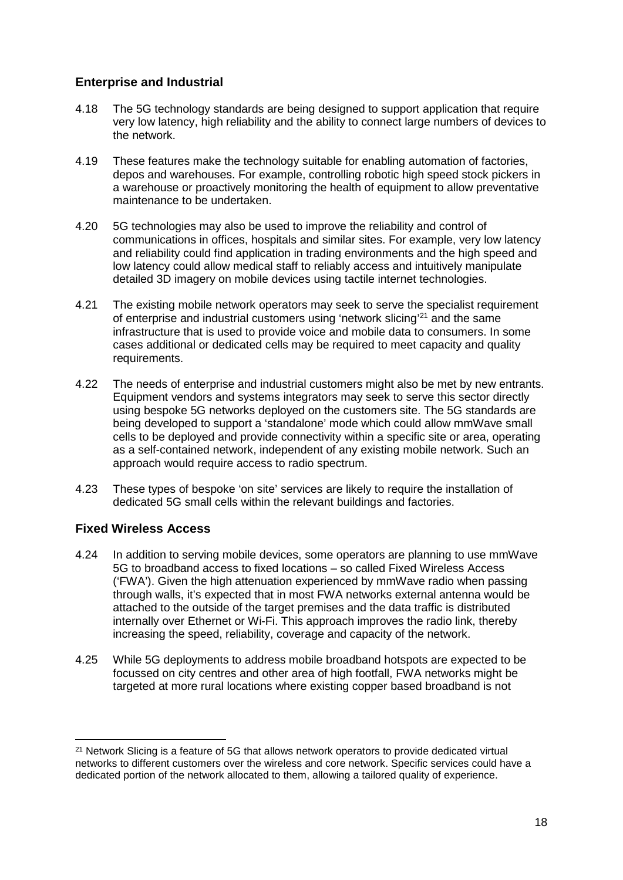## Enterprise and Industrial

4.18 The 5G technology standards are being designed to support application that require very low latency, high reliability and the ability to connect large numbers of devices to the network.

4.19 These features make the technology suitable for enabling automation of factories, depos and warehouses. For example, controlling robotic high speed stock pickers in a warehouse or proactively monitoring the health of equipment to allow preventative maintenance to be undertaken.

4.20 5G technologies may also be used to improve the reliability and control of communications in offices, hospitals and similar sites. For example, very low latency and reliability could find application in trading environments and the high speed and low latency could allow medical staff to reliably access and intuitively manipulate detailed 3D imagery on mobile devices using tactile internet technologies.

4.21 The existing mobile network operators may seek to serve the specialist requirement of enterprise and industrial customers using 'network slicing'[21] and the same infrastructure that is used to provide voice and mobile data to consumers. In some cases additional or dedicated cells may be required to meet capacity and quality requirements.

4.22 The needs of enterprise and industrial customers might also be met by new entrants. Equipment vendors and systems integrators may seek to serve this sector directly using bespoke 5G networks deployed on the customers site. The 5G standards are being developed to support a 'standalone' mode which could allow mmWave small cells to be deployed and provide connectivity within a specific site or area, operating as a self-contained network, independent of any existing mobile network. Such an approach would require access to radio spectrum.

4.23 These types of bespoke 'on site' services are likely to require the installation of dedicated 5G small cells within the relevant buildings and factories.

## Fixed Wireless Access

4.24 In addition to serving mobile devices, some operators are planning to use mmWave 5G to broadband access to fixed locations – so called Fixed Wireless Access ('FWA'). Given the high attenuation experienced by mmWave radio when passing through walls, it's expected that in most FWA networks external antenna would be attached to the outside of the target premises and the data traffic is distributed internally over Ethernet or Wi-Fi. This approach improves the radio link, thereby increasing the speed, reliability, coverage and capacity of the network.

4.25 While 5G deployments to address mobile broadband hotspots are expected to be focussed on city centres and other area of high footfall, FWA networks might be targeted at more rural locations where existing copper based broadband is not

[21] Network Slicing is a feature of 5G that allows network operators to provide dedicated virtual networks to different customers over the wireless and core network. Specific services could have a dedicated portion of the network allocated to them, allowing a tailored quality of experience.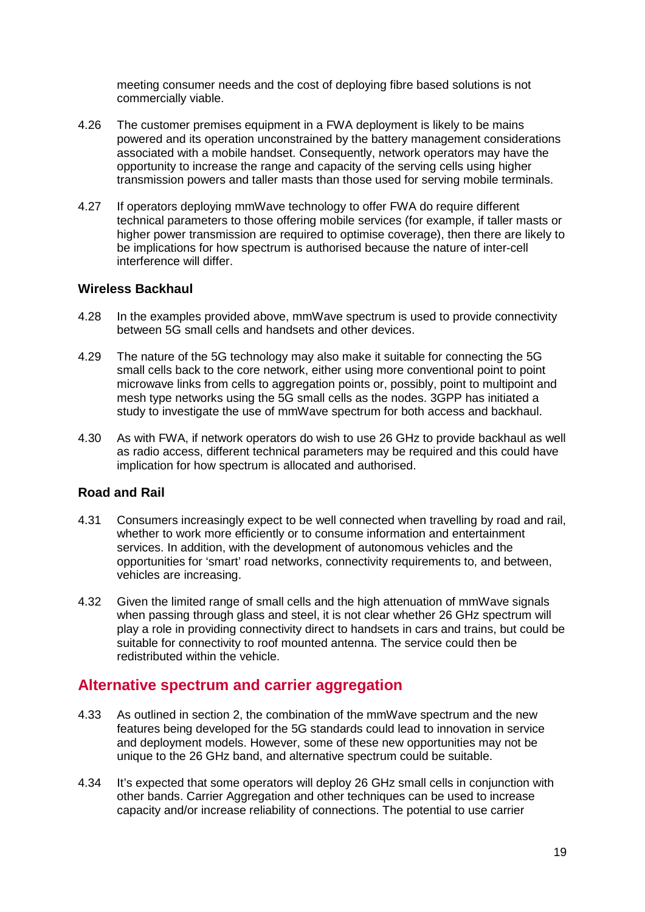meeting consumer needs and the cost of deploying fibre based solutions is not commercially viable.

4.26 The customer premises equipment in a FWA deployment is likely to be mains powered and its operation unconstrained by the battery management considerations associated with a mobile handset. Consequently, network operators may have the opportunity to increase the range and capacity of the serving cells using higher transmission powers and taller masts than those used for serving mobile terminals.

4.27 If operators deploying mmWave technology to offer FWA do require different technical parameters to those offering mobile services (for example, if taller masts or higher power transmission are required to optimise coverage), then there are likely to be implications for how spectrum is authorised because the nature of inter-cell interference will differ.

### Wireless Backhaul

4.28 In the examples provided above, mmWave spectrum is used to provide connectivity between 5G small cells and handsets and other devices.

4.29 The nature of the 5G technology may also make it suitable for connecting the 5G small cells back to the core network, either using more conventional point to point microwave links from cells to aggregation points or, possibly, point to multipoint and mesh type networks using the 5G small cells as the nodes. 3GPP has initiated a study to investigate the use of mmWave spectrum for both access and backhaul.

4.30 As with FWA, if network operators do wish to use 26 GHz to provide backhaul as well as radio access, different technical parameters may be required and this could have implication for how spectrum is allocated and authorised.

### Road and Rail

4.31 Consumers increasingly expect to be well connected when travelling by road and rail, whether to work more efficiently or to consume information and entertainment services. In addition, with the development of autonomous vehicles and the opportunities for 'smart' road networks, connectivity requirements to, and between, vehicles are increasing.

4.32 Given the limited range of small cells and the high attenuation of mmWave signals when passing through glass and steel, it is not clear whether 26 GHz spectrum will play a role in providing connectivity direct to handsets in cars and trains, but could be suitable for connectivity to roof mounted antenna. The service could then be redistributed within the vehicle.

## Alternative spectrum and carrier aggregation

4.33 As outlined in section 2, the combination of the mmWave spectrum and the new features being developed for the 5G standards could lead to innovation in service and deployment models. However, some of these new opportunities may not be unique to the 26 GHz band, and alternative spectrum could be suitable.

4.34 It's expected that some operators will deploy 26 GHz small cells in conjunction with other bands. Carrier Aggregation and other techniques can be used to increase capacity and/or increase reliability of connections. The potential to use carrier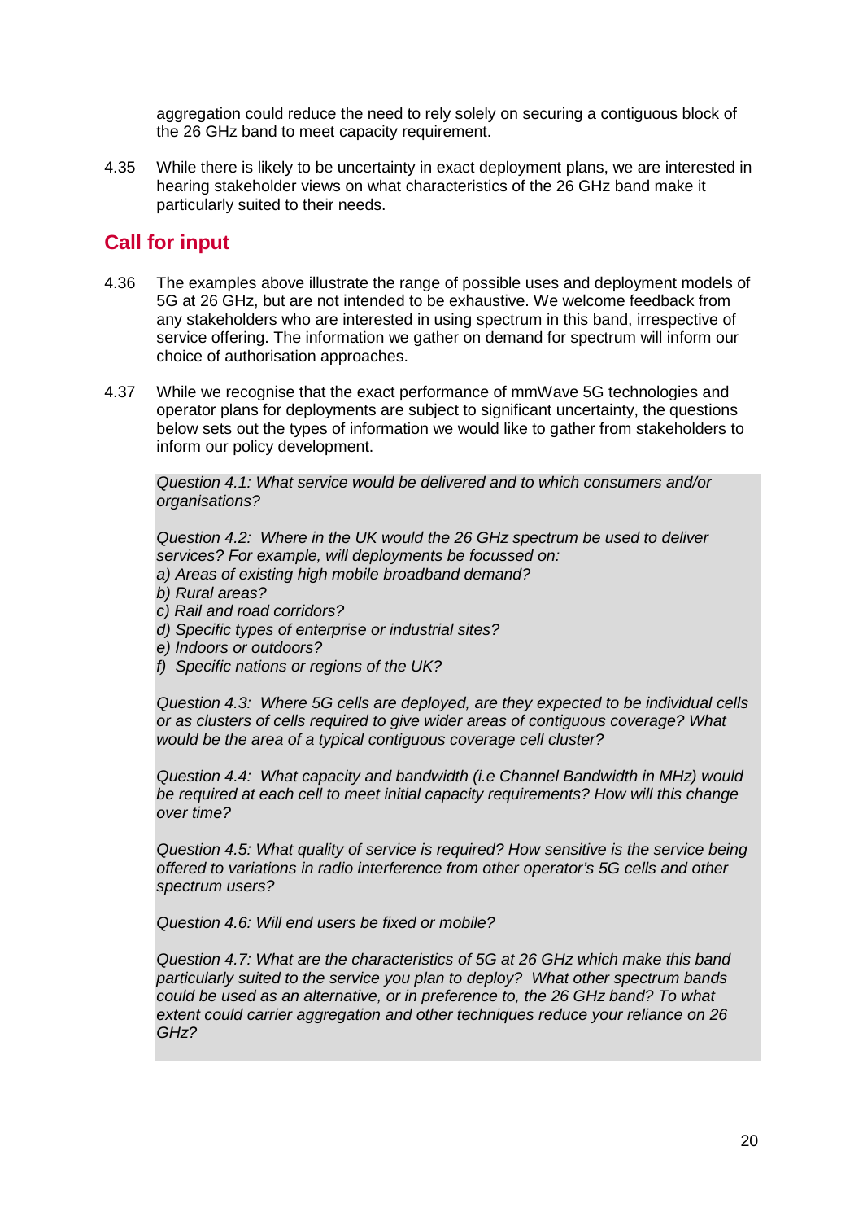aggregation could reduce the need to rely solely on securing a contiguous block of the 26 GHz band to meet capacity requirement.

4.35 While there is likely to be uncertainty in exact deployment plans, we are interested in hearing stakeholder views on what characteristics of the 26 GHz band make it particularly suited to their needs.

## Call for input

4.36 The examples above illustrate the range of possible uses and deployment models of 5G at 26 GHz, but are not intended to be exhaustive. We welcome feedback from any stakeholders who are interested in using spectrum in this band, irrespective of service offering. The information we gather on demand for spectrum will inform our choice of authorisation approaches.

4.37 While we recognise that the exact performance of mmWave 5G technologies and operator plans for deployments are subject to significant uncertainty, the questions below sets out the types of information we would like to gather from stakeholders to inform our policy development.

*Question 4.1: What service would be delivered and to which consumers and/or organisations?*

*Question 4.2: Where in the UK would the 26 GHz spectrum be used to deliver services? For example, will deployments be focussed on:*
*a) Areas of existing high mobile broadband demand?*
*b) Rural areas?*
*c) Rail and road corridors?*
*d) Specific types of enterprise or industrial sites?*
*e) Indoors or outdoors?*
*f) Specific nations or regions of the UK?*

*Question 4.3: Where 5G cells are deployed, are they expected to be individual cells or as clusters of cells required to give wider areas of contiguous coverage? What would be the area of a typical contiguous coverage cell cluster?*

*Question 4.4: What capacity and bandwidth (i.e Channel Bandwidth in MHz) would be required at each cell to meet initial capacity requirements? How will this change over time?*

*Question 4.5: What quality of service is required? How sensitive is the service being offered to variations in radio interference from other operator's 5G cells and other spectrum users?*

*Question 4.6: Will end users be fixed or mobile?*

*Question 4.7: What are the characteristics of 5G at 26 GHz which make this band particularly suited to the service you plan to deploy? What other spectrum bands could be used as an alternative, or in preference to, the 26 GHz band? To what extent could carrier aggregation and other techniques reduce your reliance on 26 GHz?*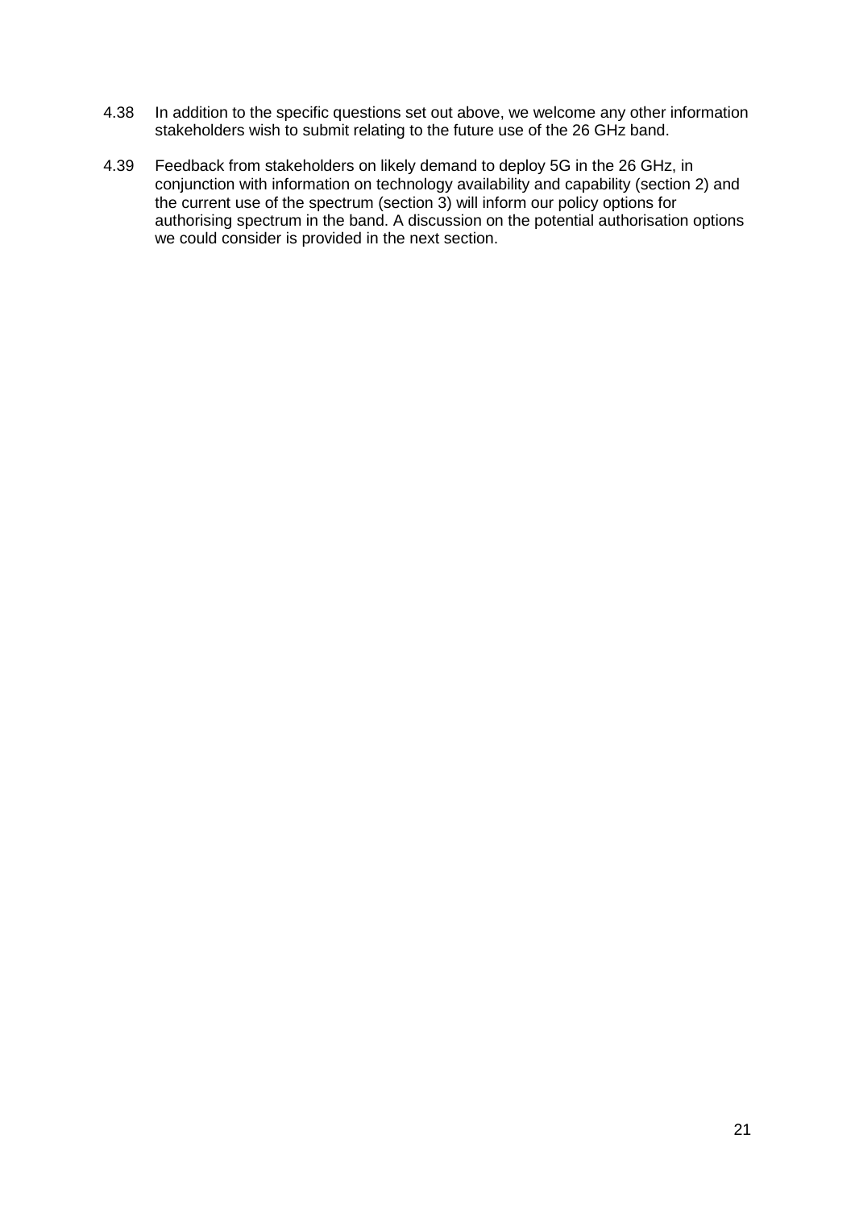4.38 In addition to the specific questions set out above, we welcome any other information stakeholders wish to submit relating to the future use of the 26 GHz band.

4.39 Feedback from stakeholders on likely demand to deploy 5G in the 26 GHz, in conjunction with information on technology availability and capability (section 2) and the current use of the spectrum (section 3) will inform our policy options for authorising spectrum in the band. A discussion on the potential authorisation options we could consider is provided in the next section.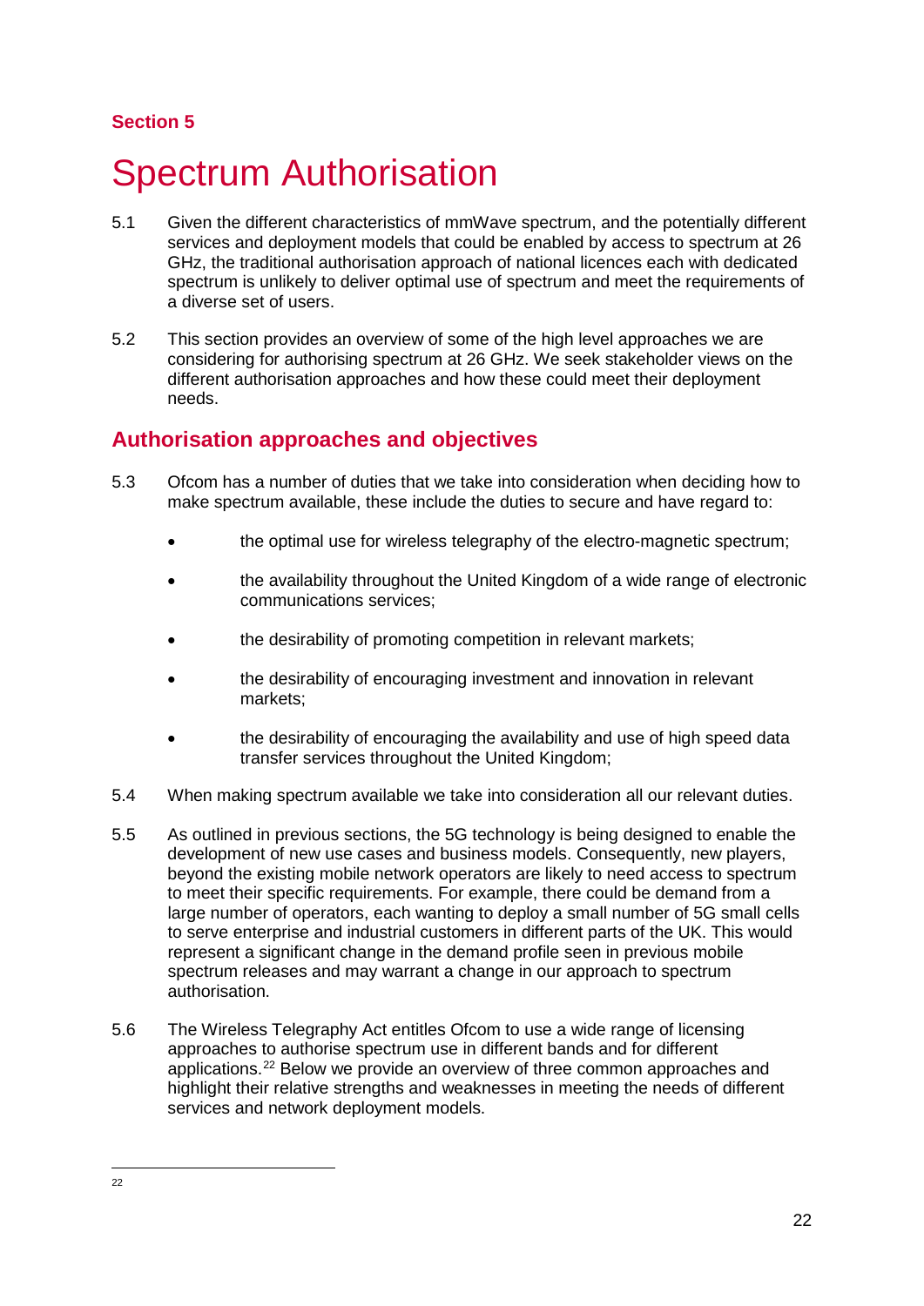Section 5

# Spectrum Authorisation

5.1 Given the different characteristics of mmWave spectrum, and the potentially different services and deployment models that could be enabled by access to spectrum at 26 GHz, the traditional authorisation approach of national licences each with dedicated spectrum is unlikely to deliver optimal use of spectrum and meet the requirements of a diverse set of users.

5.2 This section provides an overview of some of the high level approaches we are considering for authorising spectrum at 26 GHz. We seek stakeholder views on the different authorisation approaches and how these could meet their deployment needs.

## Authorisation approaches and objectives

5.3 Ofcom has a number of duties that we take into consideration when deciding how to make spectrum available, these include the duties to secure and have regard to:

- the optimal use for wireless telegraphy of the electro-magnetic spectrum;
- the availability throughout the United Kingdom of a wide range of electronic communications services;
- the desirability of promoting competition in relevant markets;
- the desirability of encouraging investment and innovation in relevant markets;
- the desirability of encouraging the availability and use of high speed data transfer services throughout the United Kingdom;

5.4 When making spectrum available we take into consideration all our relevant duties.

5.5 As outlined in previous sections, the 5G technology is being designed to enable the development of new use cases and business models. Consequently, new players, beyond the existing mobile network operators are likely to need access to spectrum to meet their specific requirements. For example, there could be demand from a large number of operators, each wanting to deploy a small number of 5G small cells to serve enterprise and industrial customers in different parts of the UK. This would represent a significant change in the demand profile seen in previous mobile spectrum releases and may warrant a change in our approach to spectrum authorisation.

5.6 The Wireless Telegraphy Act entitles Ofcom to use a wide range of licensing approaches to authorise spectrum use in different bands and for different applications.[22] Below we provide an overview of three common approaches and highlight their relative strengths and weaknesses in meeting the needs of different services and network deployment models.

22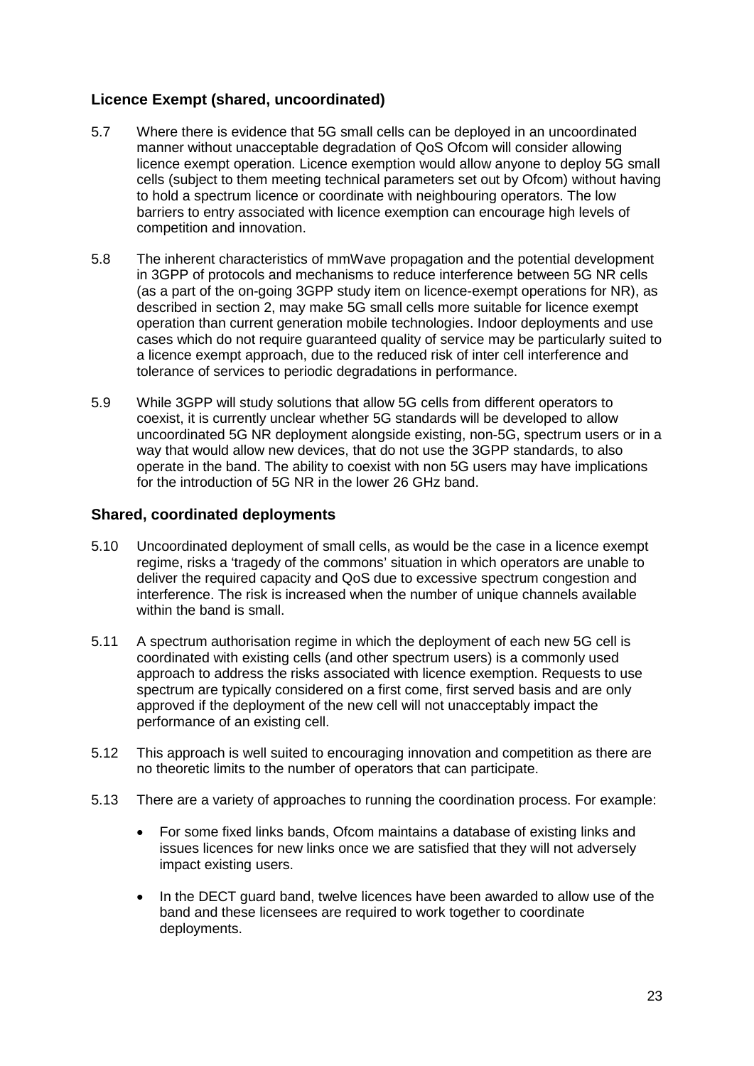### Licence Exempt (shared, uncoordinated)

5.7 Where there is evidence that 5G small cells can be deployed in an uncoordinated manner without unacceptable degradation of QoS Ofcom will consider allowing licence exempt operation. Licence exemption would allow anyone to deploy 5G small cells (subject to them meeting technical parameters set out by Ofcom) without having to hold a spectrum licence or coordinate with neighbouring operators. The low barriers to entry associated with licence exemption can encourage high levels of competition and innovation.

5.8 The inherent characteristics of mmWave propagation and the potential development in 3GPP of protocols and mechanisms to reduce interference between 5G NR cells (as a part of the on-going 3GPP study item on licence-exempt operations for NR), as described in section 2, may make 5G small cells more suitable for licence exempt operation than current generation mobile technologies. Indoor deployments and use cases which do not require guaranteed quality of service may be particularly suited to a licence exempt approach, due to the reduced risk of inter cell interference and tolerance of services to periodic degradations in performance.

5.9 While 3GPP will study solutions that allow 5G cells from different operators to coexist, it is currently unclear whether 5G standards will be developed to allow uncoordinated 5G NR deployment alongside existing, non-5G, spectrum users or in a way that would allow new devices, that do not use the 3GPP standards, to also operate in the band. The ability to coexist with non 5G users may have implications for the introduction of 5G NR in the lower 26 GHz band.

### Shared, coordinated deployments

5.10 Uncoordinated deployment of small cells, as would be the case in a licence exempt regime, risks a 'tragedy of the commons' situation in which operators are unable to deliver the required capacity and QoS due to excessive spectrum congestion and interference. The risk is increased when the number of unique channels available within the band is small.

5.11 A spectrum authorisation regime in which the deployment of each new 5G cell is coordinated with existing cells (and other spectrum users) is a commonly used approach to address the risks associated with licence exemption. Requests to use spectrum are typically considered on a first come, first served basis and are only approved if the deployment of the new cell will not unacceptably impact the performance of an existing cell.

5.12 This approach is well suited to encouraging innovation and competition as there are no theoretic limits to the number of operators that can participate.

5.13 There are a variety of approaches to running the coordination process. For example:

- For some fixed links bands, Ofcom maintains a database of existing links and issues licences for new links once we are satisfied that they will not adversely impact existing users.
- In the DECT guard band, twelve licences have been awarded to allow use of the band and these licensees are required to work together to coordinate deployments.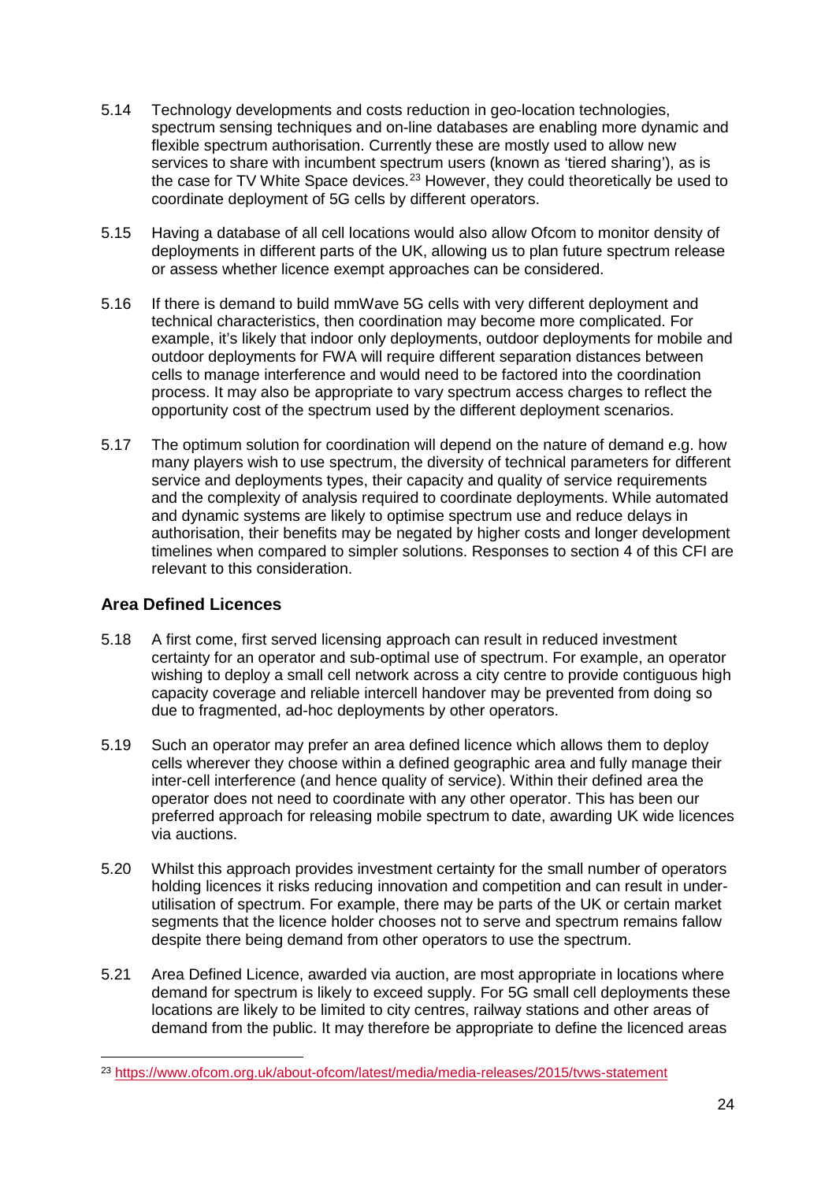5.14 Technology developments and costs reduction in geo-location technologies, spectrum sensing techniques and on-line databases are enabling more dynamic and flexible spectrum authorisation. Currently these are mostly used to allow new services to share with incumbent spectrum users (known as 'tiered sharing'), as is the case for TV White Space devices.[23] However, they could theoretically be used to coordinate deployment of 5G cells by different operators.

5.15 Having a database of all cell locations would also allow Ofcom to monitor density of deployments in different parts of the UK, allowing us to plan future spectrum release or assess whether licence exempt approaches can be considered.

5.16 If there is demand to build mmWave 5G cells with very different deployment and technical characteristics, then coordination may become more complicated. For example, it's likely that indoor only deployments, outdoor deployments for mobile and outdoor deployments for FWA will require different separation distances between cells to manage interference and would need to be factored into the coordination process. It may also be appropriate to vary spectrum access charges to reflect the opportunity cost of the spectrum used by the different deployment scenarios.

5.17 The optimum solution for coordination will depend on the nature of demand e.g. how many players wish to use spectrum, the diversity of technical parameters for different service and deployments types, their capacity and quality of service requirements and the complexity of analysis required to coordinate deployments. While automated and dynamic systems are likely to optimise spectrum use and reduce delays in authorisation, their benefits may be negated by higher costs and longer development timelines when compared to simpler solutions. Responses to section 4 of this CFI are relevant to this consideration.

### Area Defined Licences

5.18 A first come, first served licensing approach can result in reduced investment certainty for an operator and sub-optimal use of spectrum. For example, an operator wishing to deploy a small cell network across a city centre to provide contiguous high capacity coverage and reliable intercell handover may be prevented from doing so due to fragmented, ad-hoc deployments by other operators.

5.19 Such an operator may prefer an area defined licence which allows them to deploy cells wherever they choose within a defined geographic area and fully manage their inter-cell interference (and hence quality of service). Within their defined area the operator does not need to coordinate with any other operator. This has been our preferred approach for releasing mobile spectrum to date, awarding UK wide licences via auctions.

5.20 Whilst this approach provides investment certainty for the small number of operators holding licences it risks reducing innovation and competition and can result in under-utilisation of spectrum. For example, there may be parts of the UK or certain market segments that the licence holder chooses not to serve and spectrum remains fallow despite there being demand from other operators to use the spectrum.

5.21 Area Defined Licence, awarded via auction, are most appropriate in locations where demand for spectrum is likely to exceed supply. For 5G small cell deployments these locations are likely to be limited to city centres, railway stations and other areas of demand from the public. It may therefore be appropriate to define the licenced areas

[23] https://www.ofcom.org.uk/about-ofcom/latest/media/media-releases/2015/tvws-statement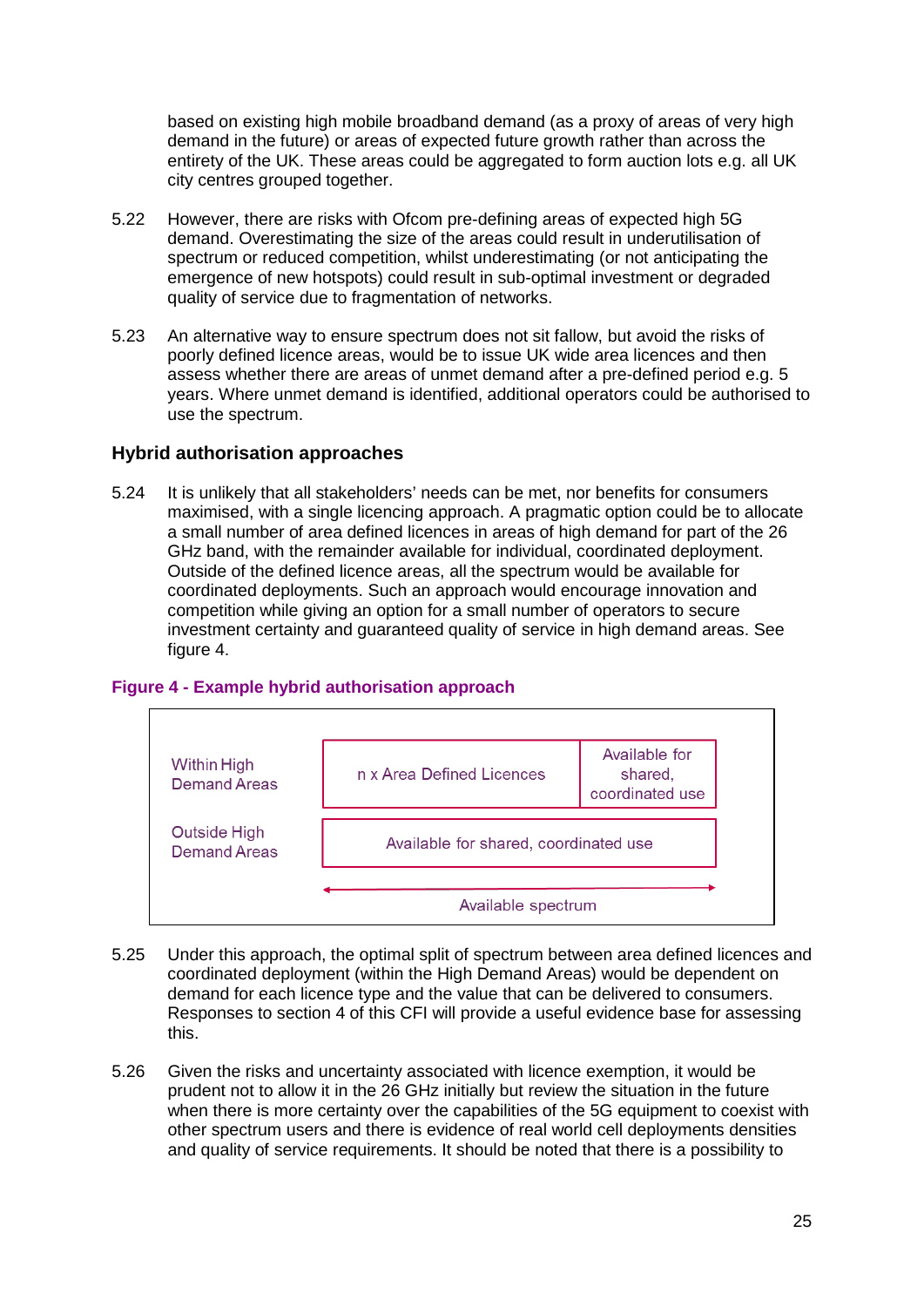based on existing high mobile broadband demand (as a proxy of areas of very high demand in the future) or areas of expected future growth rather than across the entirety of the UK. These areas could be aggregated to form auction lots e.g. all UK city centres grouped together.

5.22 However, there are risks with Ofcom pre-defining areas of expected high 5G demand. Overestimating the size of the areas could result in underutilisation of spectrum or reduced competition, whilst underestimating (or not anticipating the emergence of new hotspots) could result in sub-optimal investment or degraded quality of service due to fragmentation of networks.

5.23 An alternative way to ensure spectrum does not sit fallow, but avoid the risks of poorly defined licence areas, would be to issue UK wide area licences and then assess whether there are areas of unmet demand after a pre-defined period e.g. 5 years. Where unmet demand is identified, additional operators could be authorised to use the spectrum.

## Hybrid authorisation approaches

5.24 It is unlikely that all stakeholders' needs can be met, nor benefits for consumers maximised, with a single licencing approach. A pragmatic option could be to allocate a small number of area defined licences in areas of high demand for part of the 26 GHz band, with the remainder available for individual, coordinated deployment. Outside of the defined licence areas, all the spectrum would be available for coordinated deployments. Such an approach would encourage innovation and competition while giving an option for a small number of operators to secure investment certainty and guaranteed quality of service in high demand areas. See figure 4.

**Figure 4 - Example hybrid authorisation approach**

| | | |
|---|---|---|
| Within High Demand Areas | n x Area Defined Licences | Available for shared, coordinated use |
| Outside High Demand Areas | Available for shared, coordinated use | |
| | ← Available spectrum → | |

5.25 Under this approach, the optimal split of spectrum between area defined licences and coordinated deployment (within the High Demand Areas) would be dependent on demand for each licence type and the value that can be delivered to consumers. Responses to section 4 of this CFI will provide a useful evidence base for assessing this.

5.26 Given the risks and uncertainty associated with licence exemption, it would be prudent not to allow it in the 26 GHz initially but review the situation in the future when there is more certainty over the capabilities of the 5G equipment to coexist with other spectrum users and there is evidence of real world cell deployments densities and quality of service requirements. It should be noted that there is a possibility to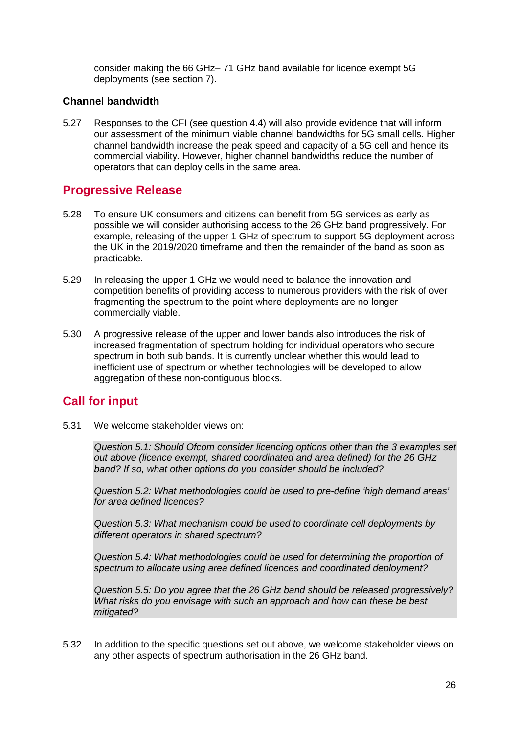consider making the 66 GHz– 71 GHz band available for licence exempt 5G deployments (see section 7).

### Channel bandwidth

5.27 Responses to the CFI (see question 4.4) will also provide evidence that will inform our assessment of the minimum viable channel bandwidths for 5G small cells. Higher channel bandwidth increase the peak speed and capacity of a 5G cell and hence its commercial viability. However, higher channel bandwidths reduce the number of operators that can deploy cells in the same area.

## Progressive Release

5.28 To ensure UK consumers and citizens can benefit from 5G services as early as possible we will consider authorising access to the 26 GHz band progressively. For example, releasing of the upper 1 GHz of spectrum to support 5G deployment across the UK in the 2019/2020 timeframe and then the remainder of the band as soon as practicable.

5.29 In releasing the upper 1 GHz we would need to balance the innovation and competition benefits of providing access to numerous providers with the risk of over fragmenting the spectrum to the point where deployments are no longer commercially viable.

5.30 A progressive release of the upper and lower bands also introduces the risk of increased fragmentation of spectrum holding for individual operators who secure spectrum in both sub bands. It is currently unclear whether this would lead to inefficient use of spectrum or whether technologies will be developed to allow aggregation of these non-contiguous blocks.

## Call for input

5.31 We welcome stakeholder views on:

*Question 5.1: Should Ofcom consider licencing options other than the 3 examples set out above (licence exempt, shared coordinated and area defined) for the 26 GHz band? If so, what other options do you consider should be included?*

*Question 5.2: What methodologies could be used to pre-define 'high demand areas' for area defined licences?*

*Question 5.3: What mechanism could be used to coordinate cell deployments by different operators in shared spectrum?*

*Question 5.4: What methodologies could be used for determining the proportion of spectrum to allocate using area defined licences and coordinated deployment?*

*Question 5.5: Do you agree that the 26 GHz band should be released progressively? What risks do you envisage with such an approach and how can these be best mitigated?*

5.32 In addition to the specific questions set out above, we welcome stakeholder views on any other aspects of spectrum authorisation in the 26 GHz band.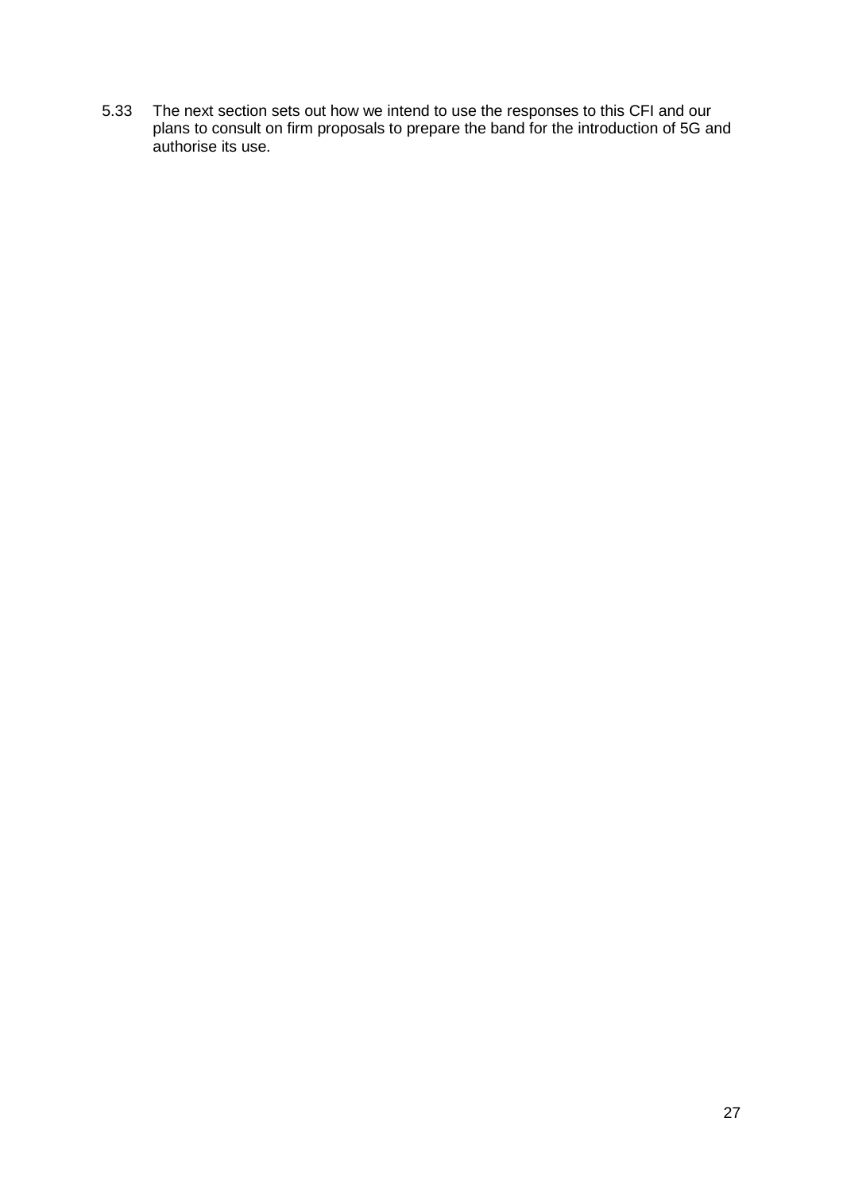5.33 The next section sets out how we intend to use the responses to this CFI and our plans to consult on firm proposals to prepare the band for the introduction of 5G and authorise its use.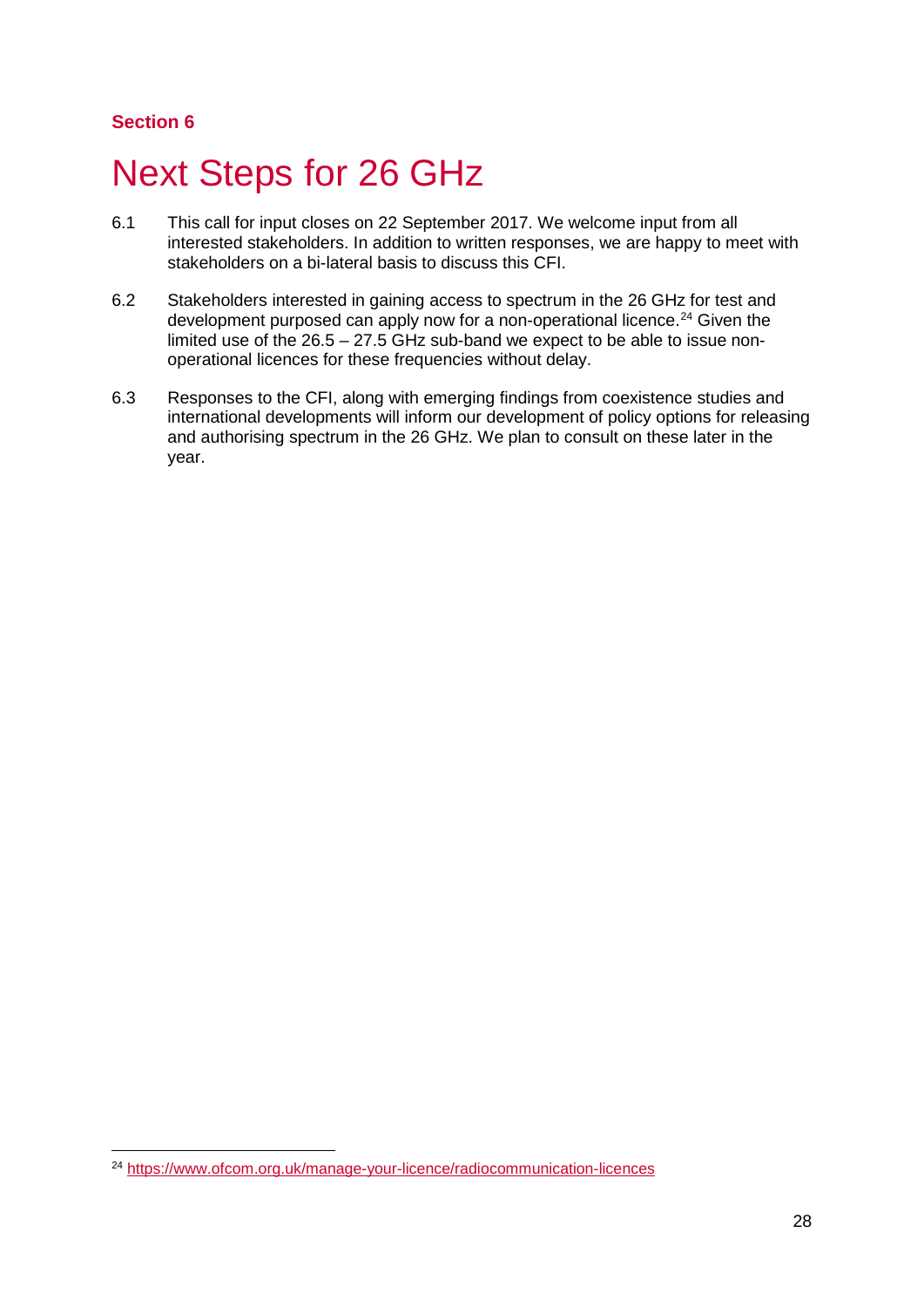Section 6

# Next Steps for 26 GHz

6.1 This call for input closes on 22 September 2017. We welcome input from all interested stakeholders. In addition to written responses, we are happy to meet with stakeholders on a bi-lateral basis to discuss this CFI.

6.2 Stakeholders interested in gaining access to spectrum in the 26 GHz for test and development purposed can apply now for a non-operational licence.[24] Given the limited use of the 26.5 – 27.5 GHz sub-band we expect to be able to issue non-operational licences for these frequencies without delay.

6.3 Responses to the CFI, along with emerging findings from coexistence studies and international developments will inform our development of policy options for releasing and authorising spectrum in the 26 GHz. We plan to consult on these later in the year.

---

[24] https://www.ofcom.org.uk/manage-your-licence/radiocommunication-licences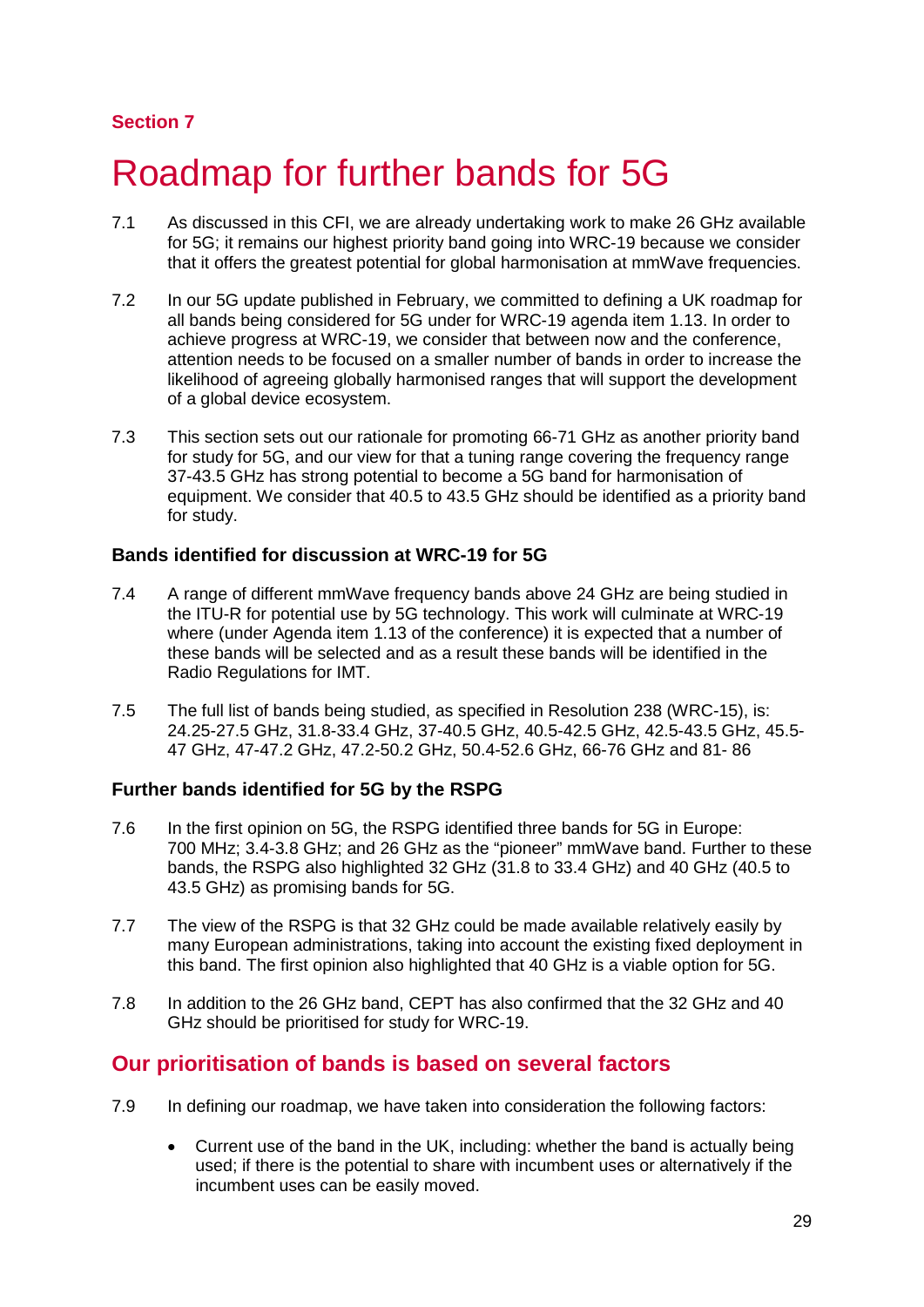Section 7

# Roadmap for further bands for 5G

7.1 As discussed in this CFI, we are already undertaking work to make 26 GHz available for 5G; it remains our highest priority band going into WRC-19 because we consider that it offers the greatest potential for global harmonisation at mmWave frequencies.

7.2 In our 5G update published in February, we committed to defining a UK roadmap for all bands being considered for 5G under for WRC-19 agenda item 1.13. In order to achieve progress at WRC-19, we consider that between now and the conference, attention needs to be focused on a smaller number of bands in order to increase the likelihood of agreeing globally harmonised ranges that will support the development of a global device ecosystem.

7.3 This section sets out our rationale for promoting 66-71 GHz as another priority band for study for 5G, and our view for that a tuning range covering the frequency range 37-43.5 GHz has strong potential to become a 5G band for harmonisation of equipment. We consider that 40.5 to 43.5 GHz should be identified as a priority band for study.

### Bands identified for discussion at WRC-19 for 5G

7.4 A range of different mmWave frequency bands above 24 GHz are being studied in the ITU-R for potential use by 5G technology. This work will culminate at WRC-19 where (under Agenda item 1.13 of the conference) it is expected that a number of these bands will be selected and as a result these bands will be identified in the Radio Regulations for IMT.

7.5 The full list of bands being studied, as specified in Resolution 238 (WRC-15), is: 24.25-27.5 GHz, 31.8-33.4 GHz, 37-40.5 GHz, 40.5-42.5 GHz, 42.5-43.5 GHz, 45.5-47 GHz, 47-47.2 GHz, 47.2-50.2 GHz, 50.4-52.6 GHz, 66-76 GHz and 81- 86

### Further bands identified for 5G by the RSPG

7.6 In the first opinion on 5G, the RSPG identified three bands for 5G in Europe: 700 MHz; 3.4-3.8 GHz; and 26 GHz as the "pioneer" mmWave band. Further to these bands, the RSPG also highlighted 32 GHz (31.8 to 33.4 GHz) and 40 GHz (40.5 to 43.5 GHz) as promising bands for 5G.

7.7 The view of the RSPG is that 32 GHz could be made available relatively easily by many European administrations, taking into account the existing fixed deployment in this band. The first opinion also highlighted that 40 GHz is a viable option for 5G.

7.8 In addition to the 26 GHz band, CEPT has also confirmed that the 32 GHz and 40 GHz should be prioritised for study for WRC-19.

## Our prioritisation of bands is based on several factors

7.9 In defining our roadmap, we have taken into consideration the following factors:

- Current use of the band in the UK, including: whether the band is actually being used; if there is the potential to share with incumbent uses or alternatively if the incumbent uses can be easily moved.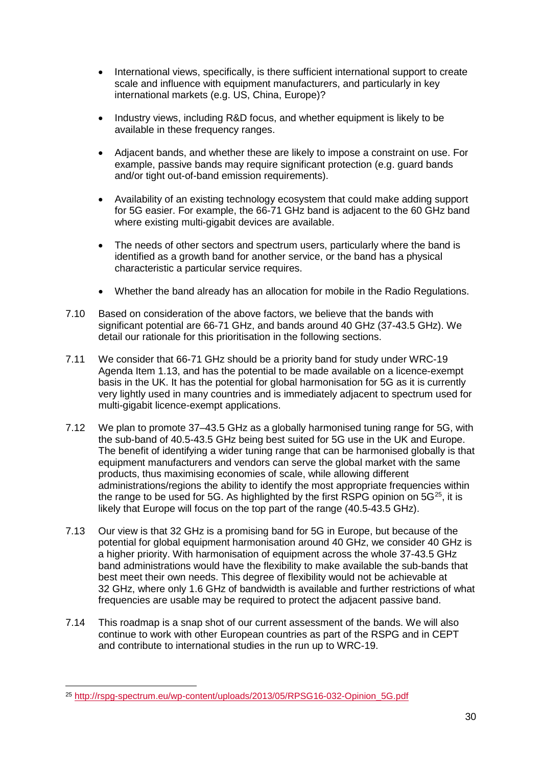- International views, specifically, is there sufficient international support to create scale and influence with equipment manufacturers, and particularly in key international markets (e.g. US, China, Europe)?
- Industry views, including R&D focus, and whether equipment is likely to be available in these frequency ranges.
- Adjacent bands, and whether these are likely to impose a constraint on use. For example, passive bands may require significant protection (e.g. guard bands and/or tight out-of-band emission requirements).
- Availability of an existing technology ecosystem that could make adding support for 5G easier. For example, the 66-71 GHz band is adjacent to the 60 GHz band where existing multi-gigabit devices are available.
- The needs of other sectors and spectrum users, particularly where the band is identified as a growth band for another service, or the band has a physical characteristic a particular service requires.
- Whether the band already has an allocation for mobile in the Radio Regulations.

7.10 Based on consideration of the above factors, we believe that the bands with significant potential are 66-71 GHz, and bands around 40 GHz (37-43.5 GHz). We detail our rationale for this prioritisation in the following sections.

7.11 We consider that 66-71 GHz should be a priority band for study under WRC-19 Agenda Item 1.13, and has the potential to be made available on a licence-exempt basis in the UK. It has the potential for global harmonisation for 5G as it is currently very lightly used in many countries and is immediately adjacent to spectrum used for multi-gigabit licence-exempt applications.

7.12 We plan to promote 37–43.5 GHz as a globally harmonised tuning range for 5G, with the sub-band of 40.5-43.5 GHz being best suited for 5G use in the UK and Europe. The benefit of identifying a wider tuning range that can be harmonised globally is that equipment manufacturers and vendors can serve the global market with the same products, thus maximising economies of scale, while allowing different administrations/regions the ability to identify the most appropriate frequencies within the range to be used for 5G. As highlighted by the first RSPG opinion on 5G[25], it is likely that Europe will focus on the top part of the range (40.5-43.5 GHz).

7.13 Our view is that 32 GHz is a promising band for 5G in Europe, but because of the potential for global equipment harmonisation around 40 GHz, we consider 40 GHz is a higher priority. With harmonisation of equipment across the whole 37-43.5 GHz band administrations would have the flexibility to make available the sub-bands that best meet their own needs. This degree of flexibility would not be achievable at 32 GHz, where only 1.6 GHz of bandwidth is available and further restrictions of what frequencies are usable may be required to protect the adjacent passive band.

7.14 This roadmap is a snap shot of our current assessment of the bands. We will also continue to work with other European countries as part of the RSPG and in CEPT and contribute to international studies in the run up to WRC-19.

---

[25] http://rspg-spectrum.eu/wp-content/uploads/2013/05/RPSG16-032-Opinion_5G.pdf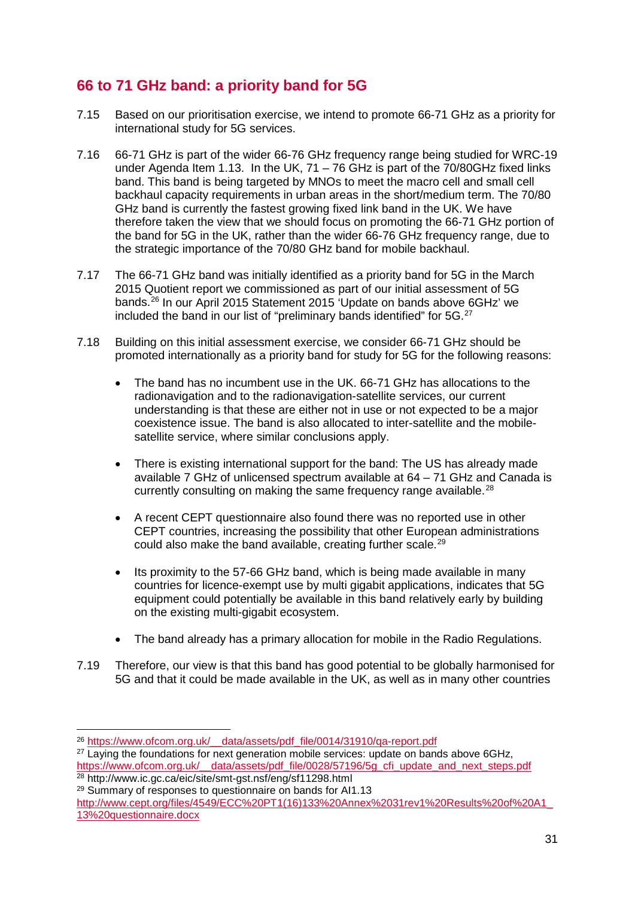## 66 to 71 GHz band: a priority band for 5G

7.15 Based on our prioritisation exercise, we intend to promote 66-71 GHz as a priority for international study for 5G services.

7.16 66-71 GHz is part of the wider 66-76 GHz frequency range being studied for WRC-19 under Agenda Item 1.13. In the UK, 71 – 76 GHz is part of the 70/80GHz fixed links band. This band is being targeted by MNOs to meet the macro cell and small cell backhaul capacity requirements in urban areas in the short/medium term. The 70/80 GHz band is currently the fastest growing fixed link band in the UK. We have therefore taken the view that we should focus on promoting the 66-71 GHz portion of the band for 5G in the UK, rather than the wider 66-76 GHz frequency range, due to the strategic importance of the 70/80 GHz band for mobile backhaul.

7.17 The 66-71 GHz band was initially identified as a priority band for 5G in the March 2015 Quotient report we commissioned as part of our initial assessment of 5G bands.[26] In our April 2015 Statement 2015 'Update on bands above 6GHz' we included the band in our list of "preliminary bands identified" for 5G.[27]

7.18 Building on this initial assessment exercise, we consider 66-71 GHz should be promoted internationally as a priority band for study for 5G for the following reasons:

- The band has no incumbent use in the UK. 66-71 GHz has allocations to the radionavigation and to the radionavigation-satellite services, our current understanding is that these are either not in use or not expected to be a major coexistence issue. The band is also allocated to inter-satellite and the mobile-satellite service, where similar conclusions apply.

- There is existing international support for the band: The US has already made available 7 GHz of unlicensed spectrum available at 64 – 71 GHz and Canada is currently consulting on making the same frequency range available.[28]

- A recent CEPT questionnaire also found there was no reported use in other CEPT countries, increasing the possibility that other European administrations could also make the band available, creating further scale.[29]

- Its proximity to the 57-66 GHz band, which is being made available in many countries for licence-exempt use by multi gigabit applications, indicates that 5G equipment could potentially be available in this band relatively early by building on the existing multi-gigabit ecosystem.

- The band already has a primary allocation for mobile in the Radio Regulations.

7.19 Therefore, our view is that this band has good potential to be globally harmonised for 5G and that it could be made available in the UK, as well as in many other countries

---

[26] https://www.ofcom.org.uk/__data/assets/pdf_file/0014/31910/qa-report.pdf

[27] Laying the foundations for next generation mobile services: update on bands above 6GHz, https://www.ofcom.org.uk/__data/assets/pdf_file/0028/57196/5g_cfi_update_and_next_steps.pdf

[28] http://www.ic.gc.ca/eic/site/smt-gst.nsf/eng/sf11298.html

[29] Summary of responses to questionnaire on bands for AI1.13 http://www.cept.org/files/4549/ECC%20PT1(16)133%20Annex%2031rev1%20Results%20of%20A1_13%20questionnaire.docx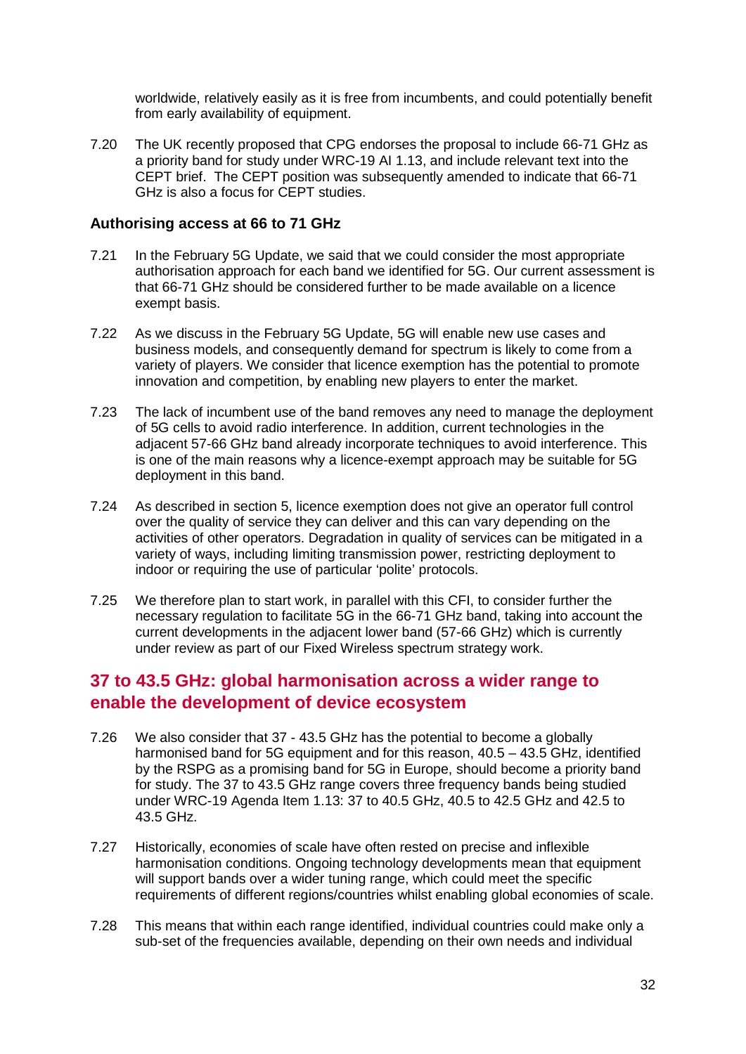worldwide, relatively easily as it is free from incumbents, and could potentially benefit from early availability of equipment.

7.20 The UK recently proposed that CPG endorses the proposal to include 66-71 GHz as a priority band for study under WRC-19 AI 1.13, and include relevant text into the CEPT brief. The CEPT position was subsequently amended to indicate that 66-71 GHz is also a focus for CEPT studies.

### Authorising access at 66 to 71 GHz

7.21 In the February 5G Update, we said that we could consider the most appropriate authorisation approach for each band we identified for 5G. Our current assessment is that 66-71 GHz should be considered further to be made available on a licence exempt basis.

7.22 As we discuss in the February 5G Update, 5G will enable new use cases and business models, and consequently demand for spectrum is likely to come from a variety of players. We consider that licence exemption has the potential to promote innovation and competition, by enabling new players to enter the market.

7.23 The lack of incumbent use of the band removes any need to manage the deployment of 5G cells to avoid radio interference. In addition, current technologies in the adjacent 57-66 GHz band already incorporate techniques to avoid interference. This is one of the main reasons why a licence-exempt approach may be suitable for 5G deployment in this band.

7.24 As described in section 5, licence exemption does not give an operator full control over the quality of service they can deliver and this can vary depending on the activities of other operators. Degradation in quality of services can be mitigated in a variety of ways, including limiting transmission power, restricting deployment to indoor or requiring the use of particular 'polite' protocols.

7.25 We therefore plan to start work, in parallel with this CFI, to consider further the necessary regulation to facilitate 5G in the 66-71 GHz band, taking into account the current developments in the adjacent lower band (57-66 GHz) which is currently under review as part of our Fixed Wireless spectrum strategy work.

## 37 to 43.5 GHz: global harmonisation across a wider range to enable the development of device ecosystem

7.26 We also consider that 37 - 43.5 GHz has the potential to become a globally harmonised band for 5G equipment and for this reason, 40.5 – 43.5 GHz, identified by the RSPG as a promising band for 5G in Europe, should become a priority band for study. The 37 to 43.5 GHz range covers three frequency bands being studied under WRC-19 Agenda Item 1.13: 37 to 40.5 GHz, 40.5 to 42.5 GHz and 42.5 to 43.5 GHz.

7.27 Historically, economies of scale have often rested on precise and inflexible harmonisation conditions. Ongoing technology developments mean that equipment will support bands over a wider tuning range, which could meet the specific requirements of different regions/countries whilst enabling global economies of scale.

7.28 This means that within each range identified, individual countries could make only a sub-set of the frequencies available, depending on their own needs and individual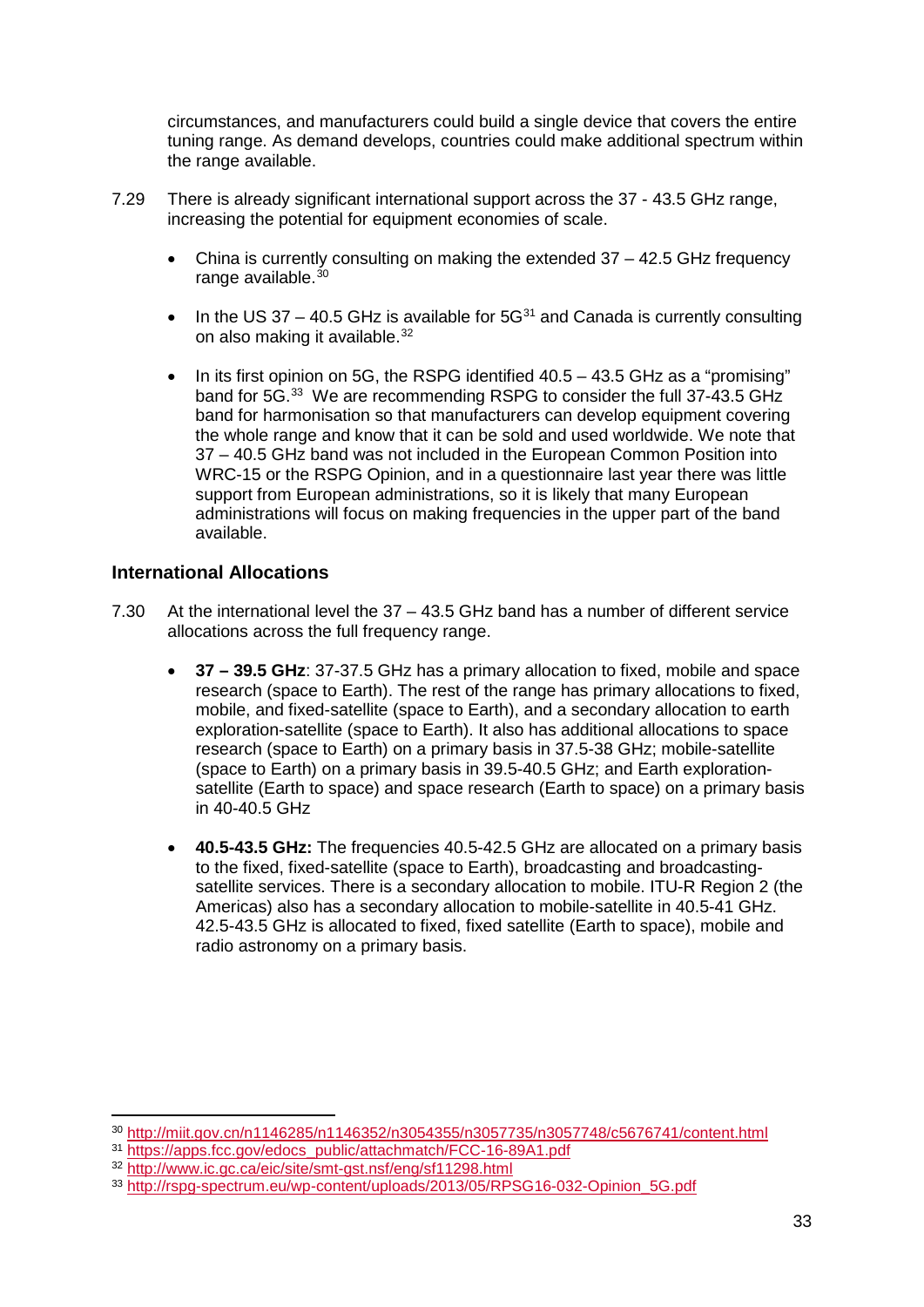circumstances, and manufacturers could build a single device that covers the entire tuning range. As demand develops, countries could make additional spectrum within the range available.

7.29 There is already significant international support across the 37 - 43.5 GHz range, increasing the potential for equipment economies of scale.

- China is currently consulting on making the extended 37 – 42.5 GHz frequency range available.[30]
- In the US 37 – 40.5 GHz is available for 5G[31] and Canada is currently consulting on also making it available.[32]
- In its first opinion on 5G, the RSPG identified 40.5 – 43.5 GHz as a "promising" band for 5G.[33] We are recommending RSPG to consider the full 37-43.5 GHz band for harmonisation so that manufacturers can develop equipment covering the whole range and know that it can be sold and used worldwide. We note that 37 – 40.5 GHz band was not included in the European Common Position into WRC-15 or the RSPG Opinion, and in a questionnaire last year there was little support from European administrations, so it is likely that many European administrations will focus on making frequencies in the upper part of the band available.

## International Allocations

7.30 At the international level the 37 – 43.5 GHz band has a number of different service allocations across the full frequency range.

- **37 – 39.5 GHz**: 37-37.5 GHz has a primary allocation to fixed, mobile and space research (space to Earth). The rest of the range has primary allocations to fixed, mobile, and fixed-satellite (space to Earth), and a secondary allocation to earth exploration-satellite (space to Earth). It also has additional allocations to space research (space to Earth) on a primary basis in 37.5-38 GHz; mobile-satellite (space to Earth) on a primary basis in 39.5-40.5 GHz; and Earth exploration-satellite (Earth to space) and space research (Earth to space) on a primary basis in 40-40.5 GHz
- **40.5-43.5 GHz:** The frequencies 40.5-42.5 GHz are allocated on a primary basis to the fixed, fixed-satellite (space to Earth), broadcasting and broadcasting-satellite services. There is a secondary allocation to mobile. ITU-R Region 2 (the Americas) also has a secondary allocation to mobile-satellite in 40.5-41 GHz. 42.5-43.5 GHz is allocated to fixed, fixed satellite (Earth to space), mobile and radio astronomy on a primary basis.

---

[30] http://miit.gov.cn/n1146285/n1146352/n3054355/n3057735/n3057748/c5676741/content.html

[31] https://apps.fcc.gov/edocs_public/attachmatch/FCC-16-89A1.pdf

[32] http://www.ic.gc.ca/eic/site/smt-gst.nsf/eng/sf11298.html

[33] http://rspg-spectrum.eu/wp-content/uploads/2013/05/RPSG16-032-Opinion_5G.pdf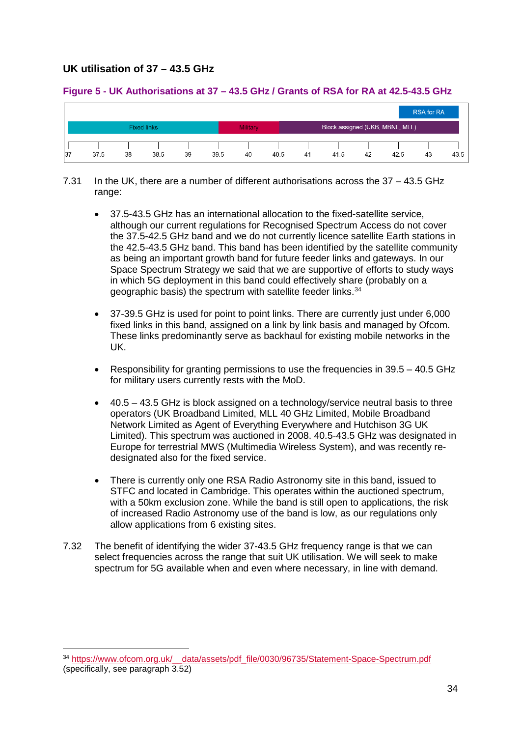## UK utilisation of 37 – 43.5 GHz

**Figure 5 - UK Authorisations at 37 – 43.5 GHz / Grants of RSA for RA at 42.5-43.5 GHz**

| Range (GHz) | Authorisation |
|---|---|
| 37 – 39.5 | Fixed links |
| 39.5 – 40.5 | Military |
| 40.5 – 43.5 | Block assigned (UKB, MBNL, MLL) |
| 42.5 – 43.5 | RSA for RA |

7.31 In the UK, there are a number of different authorisations across the 37 – 43.5 GHz range:

- 37.5-43.5 GHz has an international allocation to the fixed-satellite service, although our current regulations for Recognised Spectrum Access do not cover the 37.5-42.5 GHz band and we do not currently licence satellite Earth stations in the 42.5-43.5 GHz band. This band has been identified by the satellite community as being an important growth band for future feeder links and gateways. In our Space Spectrum Strategy we said that we are supportive of efforts to study ways in which 5G deployment in this band could effectively share (probably on a geographic basis) the spectrum with satellite feeder links.[34]

- 37-39.5 GHz is used for point to point links. There are currently just under 6,000 fixed links in this band, assigned on a link by link basis and managed by Ofcom. These links predominantly serve as backhaul for existing mobile networks in the UK.

- Responsibility for granting permissions to use the frequencies in 39.5 – 40.5 GHz for military users currently rests with the MoD.

- 40.5 – 43.5 GHz is block assigned on a technology/service neutral basis to three operators (UK Broadband Limited, MLL 40 GHz Limited, Mobile Broadband Network Limited as Agent of Everything Everywhere and Hutchison 3G UK Limited). This spectrum was auctioned in 2008. 40.5-43.5 GHz was designated in Europe for terrestrial MWS (Multimedia Wireless System), and was recently re-designated also for the fixed service.

- There is currently only one RSA Radio Astronomy site in this band, issued to STFC and located in Cambridge. This operates within the auctioned spectrum, with a 50km exclusion zone. While the band is still open to applications, the risk of increased Radio Astronomy use of the band is low, as our regulations only allow applications from 6 existing sites.

7.32 The benefit of identifying the wider 37-43.5 GHz frequency range is that we can select frequencies across the range that suit UK utilisation. We will seek to make spectrum for 5G available when and even where necessary, in line with demand.

---

[34] https://www.ofcom.org.uk/__data/assets/pdf_file/0030/96735/Statement-Space-Spectrum.pdf (specifically, see paragraph 3.52)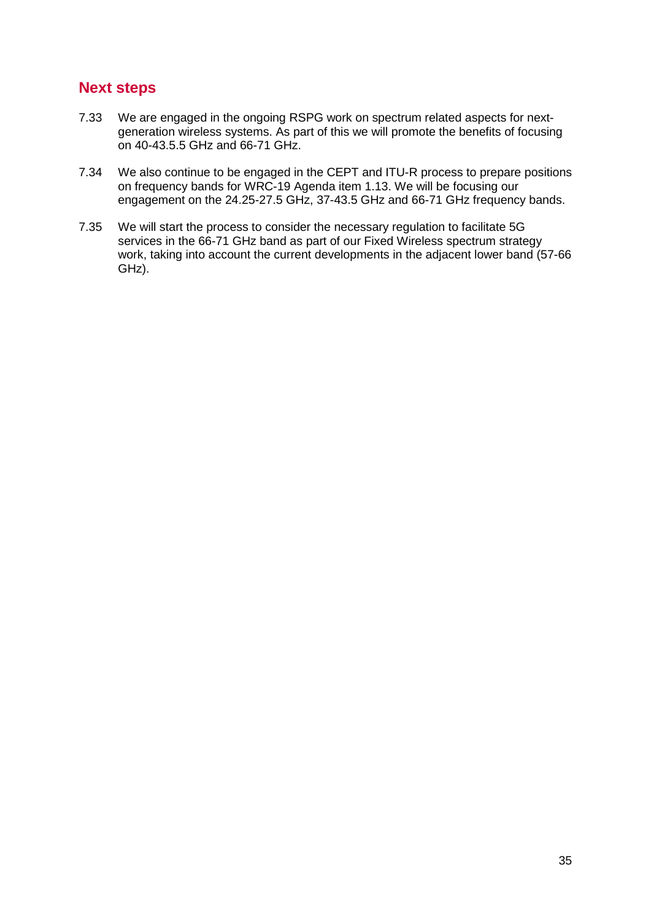## Next steps

7.33 We are engaged in the ongoing RSPG work on spectrum related aspects for next-generation wireless systems. As part of this we will promote the benefits of focusing on 40-43.5.5 GHz and 66-71 GHz.

7.34 We also continue to be engaged in the CEPT and ITU-R process to prepare positions on frequency bands for WRC-19 Agenda item 1.13. We will be focusing our engagement on the 24.25-27.5 GHz, 37-43.5 GHz and 66-71 GHz frequency bands.

7.35 We will start the process to consider the necessary regulation to facilitate 5G services in the 66-71 GHz band as part of our Fixed Wireless spectrum strategy work, taking into account the current developments in the adjacent lower band (57-66 GHz).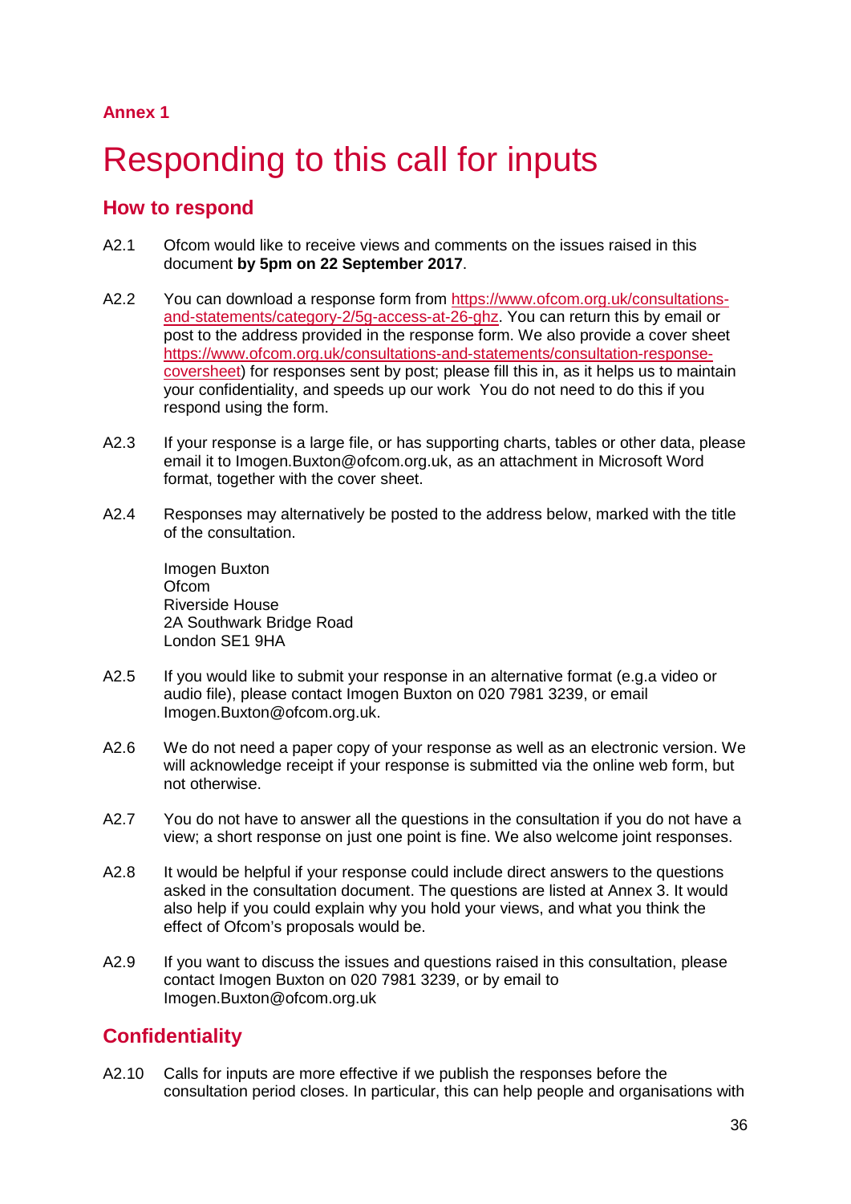**Annex 1**

# Responding to this call for inputs

## How to respond

A2.1 Ofcom would like to receive views and comments on the issues raised in this document **by 5pm on 22 September 2017**.

A2.2 You can download a response form from [https://www.ofcom.org.uk/consultations-and-statements/category-2/5g-access-at-26-ghz](https://www.ofcom.org.uk/consultations-and-statements/category-2/5g-access-at-26-ghz). You can return this by email or post to the address provided in the response form. We also provide a cover sheet [https://www.ofcom.org.uk/consultations-and-statements/consultation-response-coversheet](https://www.ofcom.org.uk/consultations-and-statements/consultation-response-coversheet)) for responses sent by post; please fill this in, as it helps us to maintain your confidentiality, and speeds up our work You do not need to do this if you respond using the form.

A2.3 If your response is a large file, or has supporting charts, tables or other data, please email it to Imogen.Buxton@ofcom.org.uk, as an attachment in Microsoft Word format, together with the cover sheet.

A2.4 Responses may alternatively be posted to the address below, marked with the title of the consultation.

Imogen Buxton
Ofcom
Riverside House
2A Southwark Bridge Road
London SE1 9HA

A2.5 If you would like to submit your response in an alternative format (e.g.a video or audio file), please contact Imogen Buxton on 020 7981 3239, or email Imogen.Buxton@ofcom.org.uk.

A2.6 We do not need a paper copy of your response as well as an electronic version. We will acknowledge receipt if your response is submitted via the online web form, but not otherwise.

A2.7 You do not have to answer all the questions in the consultation if you do not have a view; a short response on just one point is fine. We also welcome joint responses.

A2.8 It would be helpful if your response could include direct answers to the questions asked in the consultation document. The questions are listed at Annex 3. It would also help if you could explain why you hold your views, and what you think the effect of Ofcom's proposals would be.

A2.9 If you want to discuss the issues and questions raised in this consultation, please contact Imogen Buxton on 020 7981 3239, or by email to Imogen.Buxton@ofcom.org.uk

## Confidentiality

A2.10 Calls for inputs are more effective if we publish the responses before the consultation period closes. In particular, this can help people and organisations with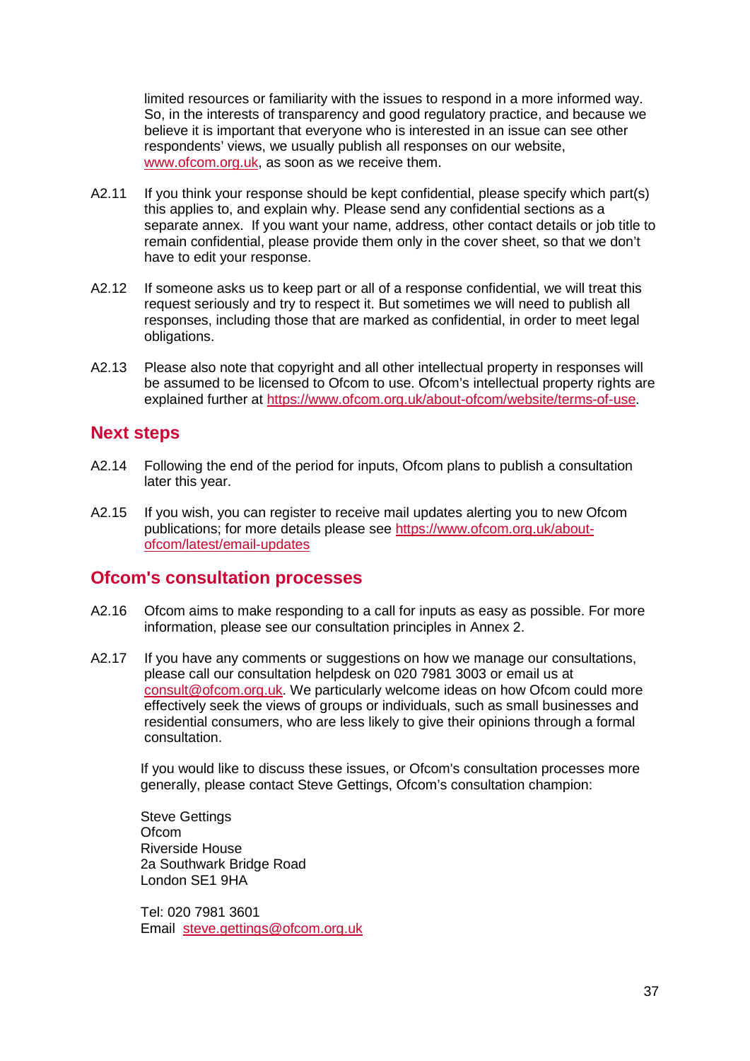limited resources or familiarity with the issues to respond in a more informed way. So, in the interests of transparency and good regulatory practice, and because we believe it is important that everyone who is interested in an issue can see other respondents' views, we usually publish all responses on our website, www.ofcom.org.uk, as soon as we receive them.

A2.11 If you think your response should be kept confidential, please specify which part(s) this applies to, and explain why. Please send any confidential sections as a separate annex. If you want your name, address, other contact details or job title to remain confidential, please provide them only in the cover sheet, so that we don't have to edit your response.

A2.12 If someone asks us to keep part or all of a response confidential, we will treat this request seriously and try to respect it. But sometimes we will need to publish all responses, including those that are marked as confidential, in order to meet legal obligations.

A2.13 Please also note that copyright and all other intellectual property in responses will be assumed to be licensed to Ofcom to use. Ofcom's intellectual property rights are explained further at https://www.ofcom.org.uk/about-ofcom/website/terms-of-use.

## Next steps

A2.14 Following the end of the period for inputs, Ofcom plans to publish a consultation later this year.

A2.15 If you wish, you can register to receive mail updates alerting you to new Ofcom publications; for more details please see https://www.ofcom.org.uk/about-ofcom/latest/email-updates

## Ofcom's consultation processes

A2.16 Ofcom aims to make responding to a call for inputs as easy as possible. For more information, please see our consultation principles in Annex 2.

A2.17 If you have any comments or suggestions on how we manage our consultations, please call our consultation helpdesk on 020 7981 3003 or email us at consult@ofcom.org.uk. We particularly welcome ideas on how Ofcom could more effectively seek the views of groups or individuals, such as small businesses and residential consumers, who are less likely to give their opinions through a formal consultation.

If you would like to discuss these issues, or Ofcom's consultation processes more generally, please contact Steve Gettings, Ofcom's consultation champion:

Steve Gettings  
Ofcom  
Riverside House  
2a Southwark Bridge Road  
London SE1 9HA

Tel: 020 7981 3601  
Email steve.gettings@ofcom.org.uk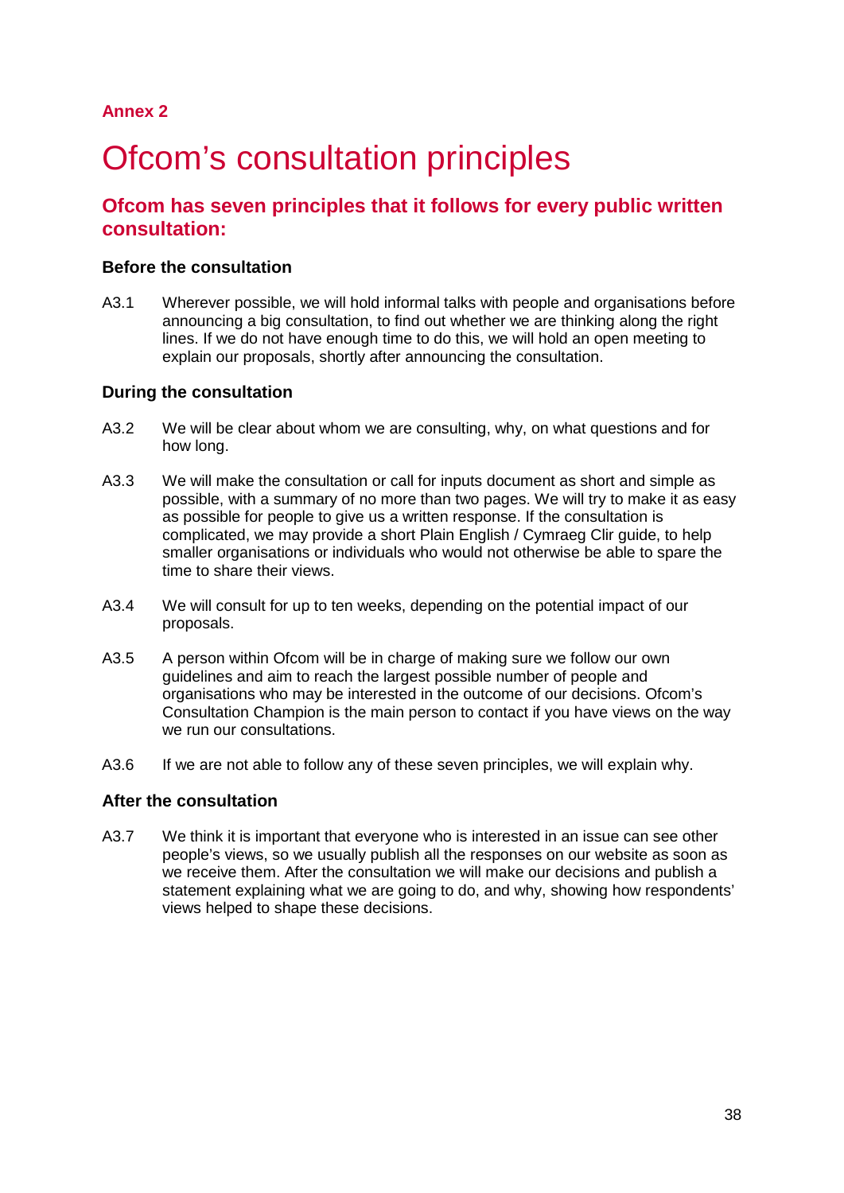## Annex 2

# Ofcom's consultation principles

## Ofcom has seven principles that it follows for every public written consultation:

### Before the consultation

A3.1 Wherever possible, we will hold informal talks with people and organisations before announcing a big consultation, to find out whether we are thinking along the right lines. If we do not have enough time to do this, we will hold an open meeting to explain our proposals, shortly after announcing the consultation.

### During the consultation

A3.2 We will be clear about whom we are consulting, why, on what questions and for how long.

A3.3 We will make the consultation or call for inputs document as short and simple as possible, with a summary of no more than two pages. We will try to make it as easy as possible for people to give us a written response. If the consultation is complicated, we may provide a short Plain English / Cymraeg Clir guide, to help smaller organisations or individuals who would not otherwise be able to spare the time to share their views.

A3.4 We will consult for up to ten weeks, depending on the potential impact of our proposals.

A3.5 A person within Ofcom will be in charge of making sure we follow our own guidelines and aim to reach the largest possible number of people and organisations who may be interested in the outcome of our decisions. Ofcom's Consultation Champion is the main person to contact if you have views on the way we run our consultations.

A3.6 If we are not able to follow any of these seven principles, we will explain why.

### After the consultation

A3.7 We think it is important that everyone who is interested in an issue can see other people's views, so we usually publish all the responses on our website as soon as we receive them. After the consultation we will make our decisions and publish a statement explaining what we are going to do, and why, showing how respondents' views helped to shape these decisions.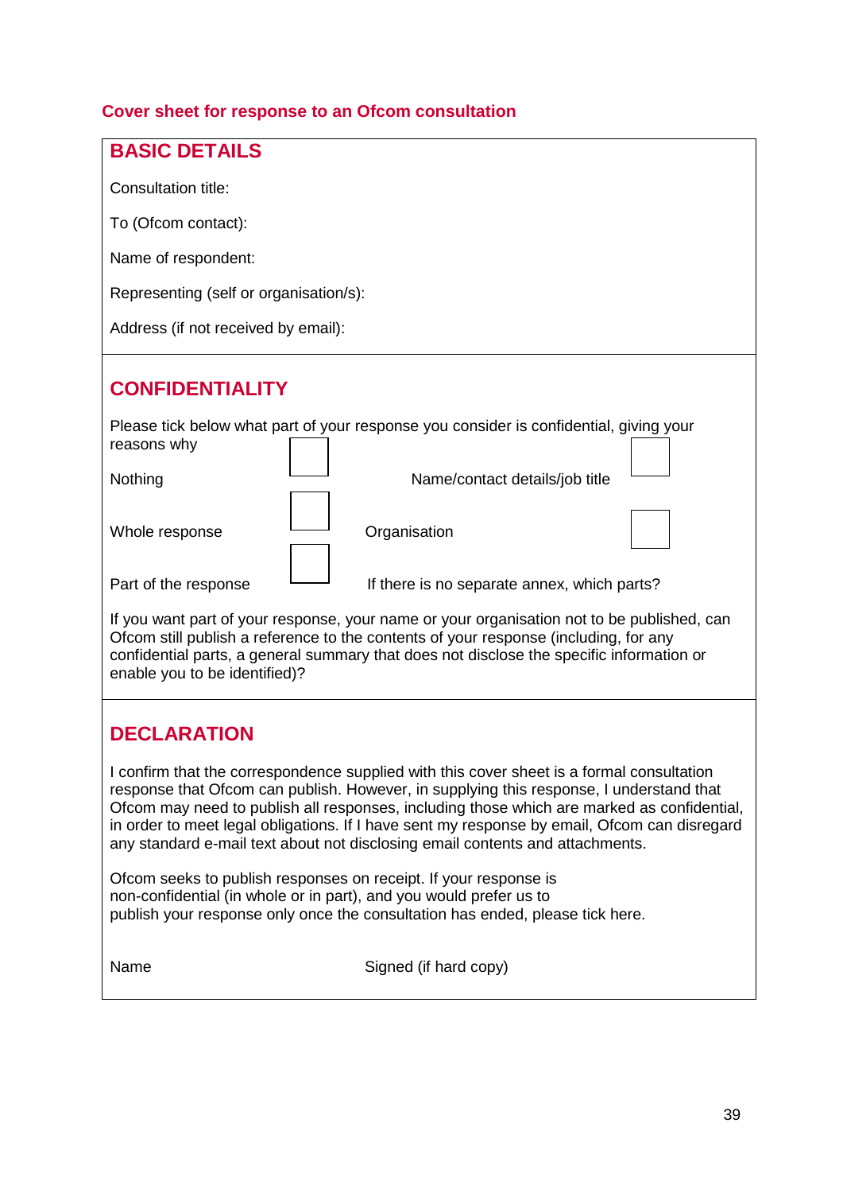## Cover sheet for response to an Ofcom consultation

### BASIC DETAILS

Consultation title:

To (Ofcom contact):

Name of respondent:

Representing (self or organisation/s):

Address (if not received by email):

### CONFIDENTIALITY

Please tick below what part of your response you consider is confidential, giving your reasons why

| | | | |
|---|---|---|---|
| Nothing | ☐ | Name/contact details/job title | ☐ |
| Whole response | ☐ | Organisation | ☐ |
| Part of the response | ☐ | If there is no separate annex, which parts? | |

If you want part of your response, your name or your organisation not to be published, can Ofcom still publish a reference to the contents of your response (including, for any confidential parts, a general summary that does not disclose the specific information or enable you to be identified)?

### DECLARATION

I confirm that the correspondence supplied with this cover sheet is a formal consultation response that Ofcom can publish. However, in supplying this response, I understand that Ofcom may need to publish all responses, including those which are marked as confidential, in order to meet legal obligations. If I have sent my response by email, Ofcom can disregard any standard e-mail text about not disclosing email contents and attachments.

Ofcom seeks to publish responses on receipt. If your response is non-confidential (in whole or in part), and you would prefer us to publish your response only once the consultation has ended, please tick here.

Name

Signed (if hard copy)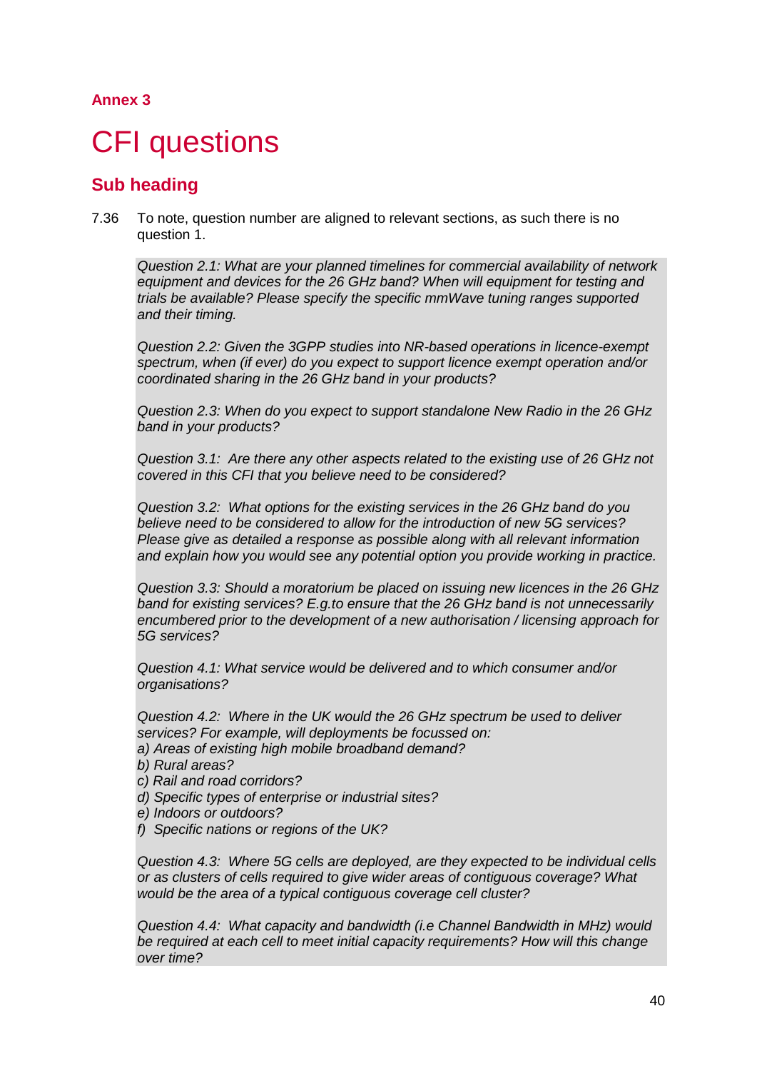**Annex 3**

# CFI questions

## Sub heading

7.36 To note, question number are aligned to relevant sections, as such there is no question 1.

*Question 2.1: What are your planned timelines for commercial availability of network equipment and devices for the 26 GHz band? When will equipment for testing and trials be available? Please specify the specific mmWave tuning ranges supported and their timing.*

*Question 2.2: Given the 3GPP studies into NR-based operations in licence-exempt spectrum, when (if ever) do you expect to support licence exempt operation and/or coordinated sharing in the 26 GHz band in your products?*

*Question 2.3: When do you expect to support standalone New Radio in the 26 GHz band in your products?*

*Question 3.1: Are there any other aspects related to the existing use of 26 GHz not covered in this CFI that you believe need to be considered?*

*Question 3.2: What options for the existing services in the 26 GHz band do you believe need to be considered to allow for the introduction of new 5G services? Please give as detailed a response as possible along with all relevant information and explain how you would see any potential option you provide working in practice.*

*Question 3.3: Should a moratorium be placed on issuing new licences in the 26 GHz band for existing services? E.g.to ensure that the 26 GHz band is not unnecessarily encumbered prior to the development of a new authorisation / licensing approach for 5G services?*

*Question 4.1: What service would be delivered and to which consumer and/or organisations?*

*Question 4.2: Where in the UK would the 26 GHz spectrum be used to deliver services? For example, will deployments be focussed on:*
*a) Areas of existing high mobile broadband demand?*
*b) Rural areas?*
*c) Rail and road corridors?*
*d) Specific types of enterprise or industrial sites?*
*e) Indoors or outdoors?*
*f) Specific nations or regions of the UK?*

*Question 4.3: Where 5G cells are deployed, are they expected to be individual cells or as clusters of cells required to give wider areas of contiguous coverage? What would be the area of a typical contiguous coverage cell cluster?*

*Question 4.4: What capacity and bandwidth (i.e Channel Bandwidth in MHz) would be required at each cell to meet initial capacity requirements? How will this change over time?*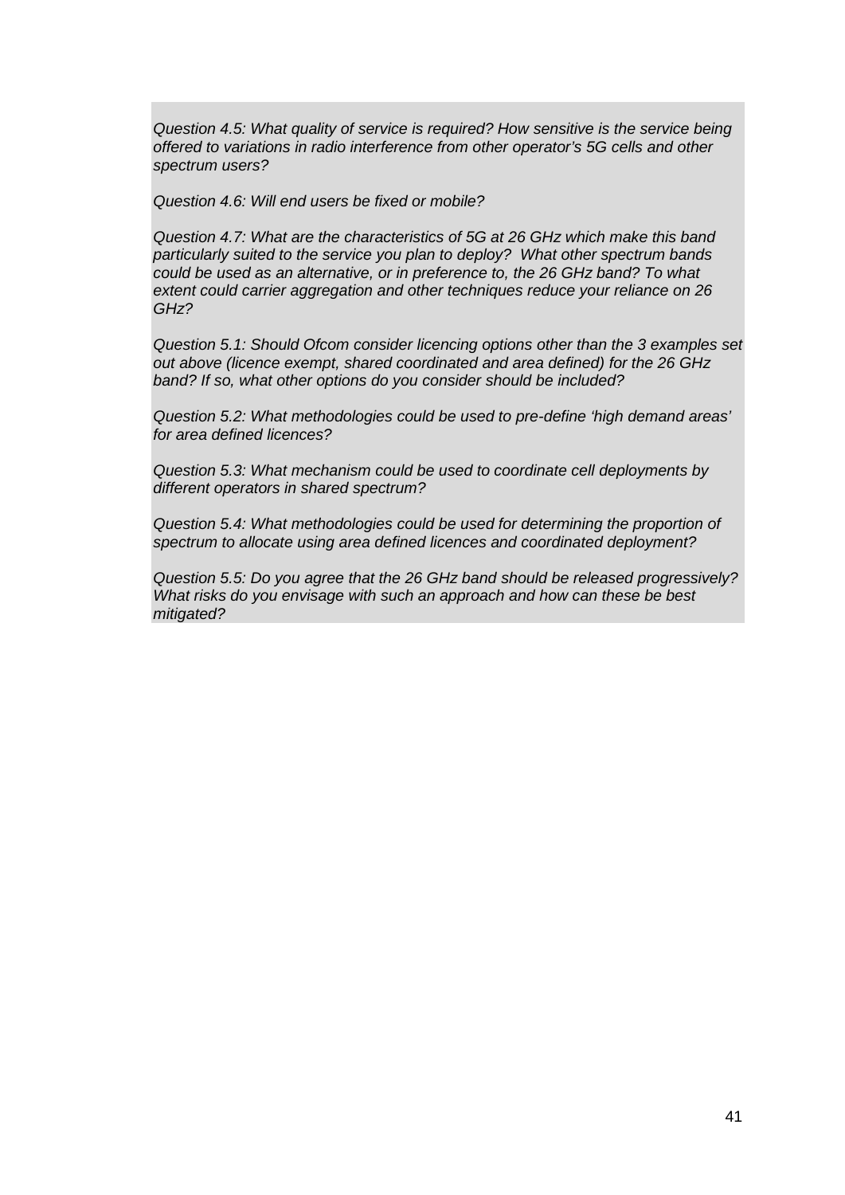*Question 4.5: What quality of service is required? How sensitive is the service being offered to variations in radio interference from other operator's 5G cells and other spectrum users?*

*Question 4.6: Will end users be fixed or mobile?*

*Question 4.7: What are the characteristics of 5G at 26 GHz which make this band particularly suited to the service you plan to deploy? What other spectrum bands could be used as an alternative, or in preference to, the 26 GHz band? To what extent could carrier aggregation and other techniques reduce your reliance on 26 GHz?*

*Question 5.1: Should Ofcom consider licencing options other than the 3 examples set out above (licence exempt, shared coordinated and area defined) for the 26 GHz band? If so, what other options do you consider should be included?*

*Question 5.2: What methodologies could be used to pre-define 'high demand areas' for area defined licences?*

*Question 5.3: What mechanism could be used to coordinate cell deployments by different operators in shared spectrum?*

*Question 5.4: What methodologies could be used for determining the proportion of spectrum to allocate using area defined licences and coordinated deployment?*

*Question 5.5: Do you agree that the 26 GHz band should be released progressively? What risks do you envisage with such an approach and how can these be best mitigated?*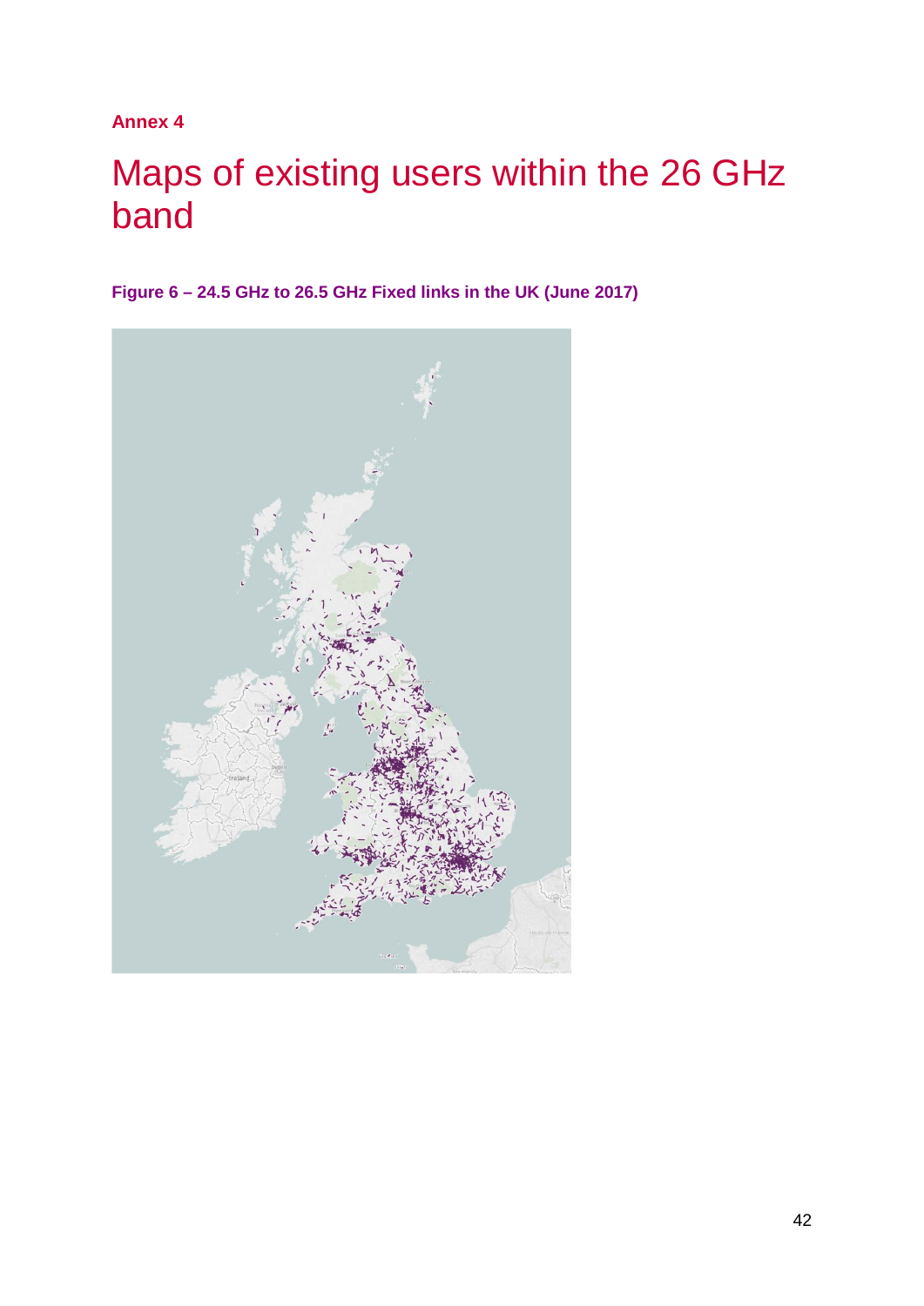**Annex 4**

# Maps of existing users within the 26 GHz band

**Figure 6 – 24.5 GHz to 26.5 GHz Fixed links in the UK (June 2017)**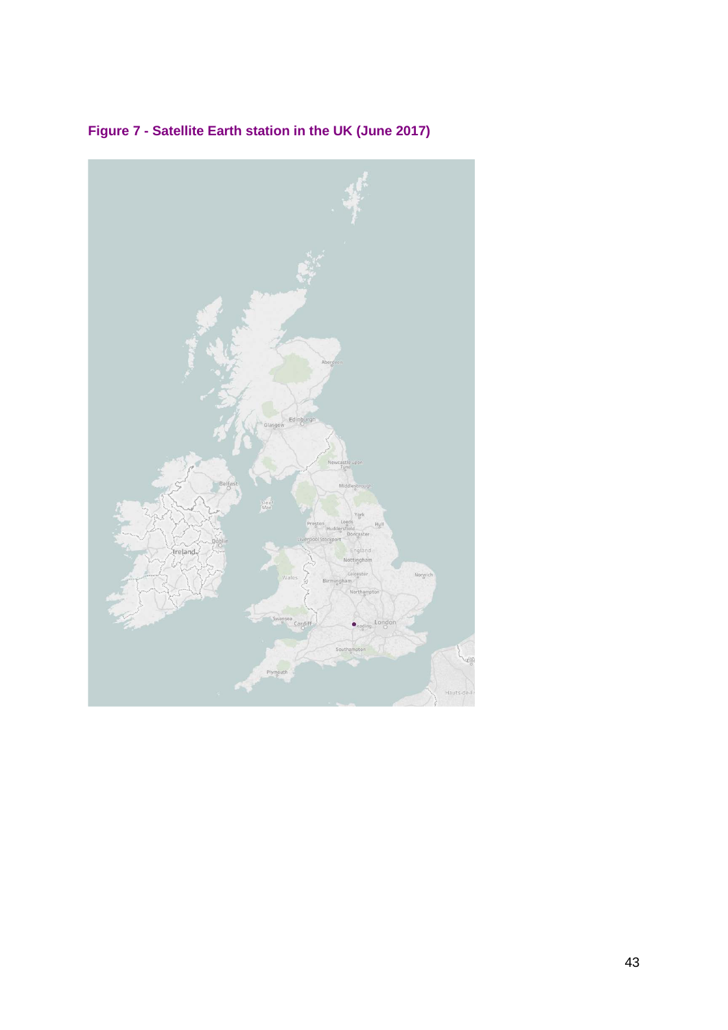**Figure 7 - Satellite Earth station in the UK (June 2017)**